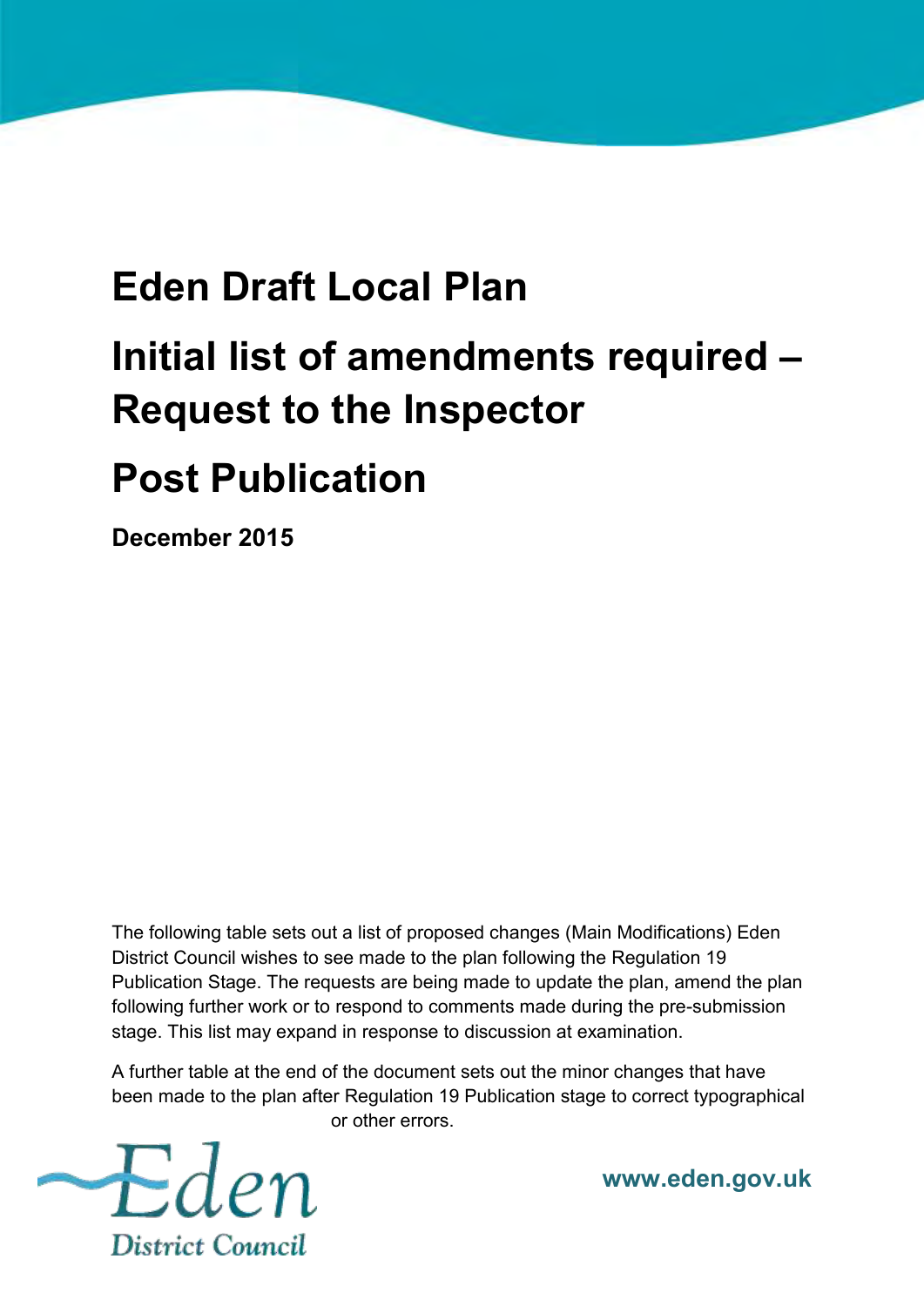# Eden Draft Local Plan

# Initial list of amendments required – Request to the Inspector

# Post Publication

**December 2015**

The following table sets out a list of proposed changes (Main Modifications) Eden District Council wishes to see made to the plan following the Regulation 19 Publication Stage. The requests are being made to update the plan, amend the plan following further work or to respond to comments made during the pre-submission stage. This list may expand in response to discussion at examination.

A further table at the end of the document sets out the minor changes that have been made to the plan after Regulation 19 Publication stage to correct typographical or other errors.

Eden District Council

**www.eden.gov.uk**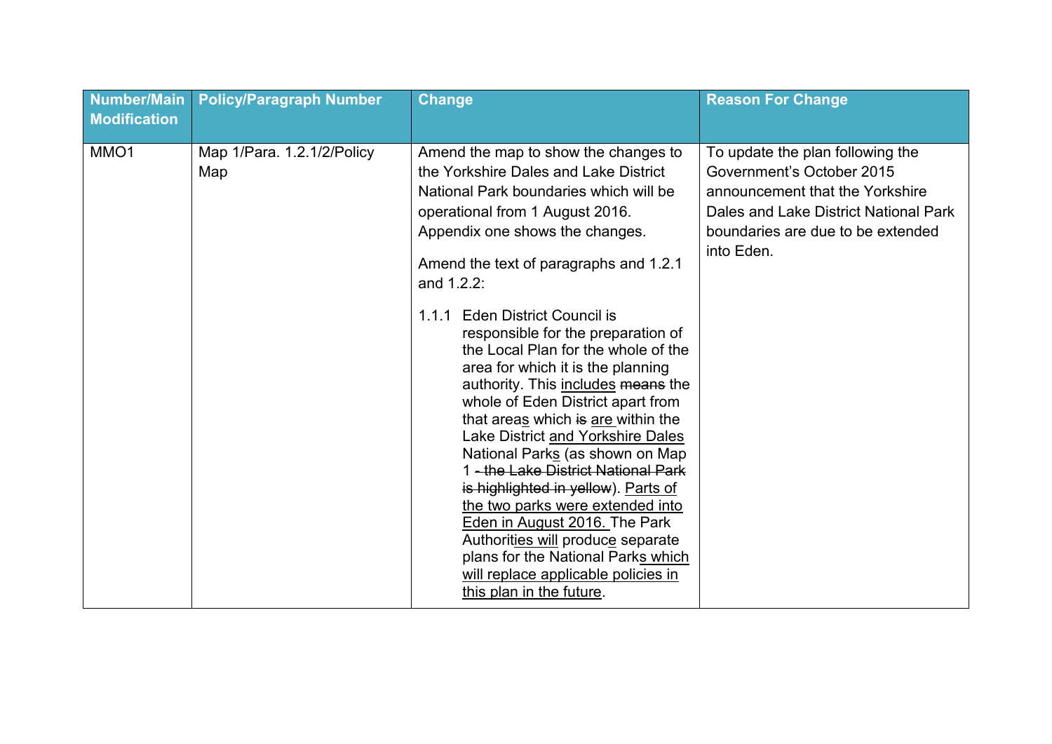| Number/Main Modification | Policy/Paragraph Number | Change | Reason For Change |
| --- | --- | --- | --- |
| MMO1 | Map 1/Para. 1.2.1/2/Policy Map | Amend the map to show the changes to the Yorkshire Dales and Lake District National Park boundaries which will be operational from 1 August 2016. Appendix one shows the changes.<br><br>Amend the text of paragraphs and 1.2.1 and 1.2.2:<br><br>1.1.1 Eden District Council is responsible for the preparation of the Local Plan for the whole of the area for which it is the planning authority. This <u>includes</u> ~~means~~ the whole of Eden District apart from that area<u>s</u> which ~~is~~ <u>are</u> within the Lake District <u>and Yorkshire Dales</u> National Park<u>s</u> (as shown on Map 1 ~~- the Lake District National Park is highlighted in yellow~~). <u>Parts of the two parks were extended into Eden in August 2016.</u> The Park Authorit<u>ies will</u> produc<u>e</u> separate plans for the National Park<u>s which will replace applicable policies in this plan in the future</u>. | To update the plan following the Government's October 2015 announcement that the Yorkshire Dales and Lake District National Park boundaries are due to be extended into Eden. |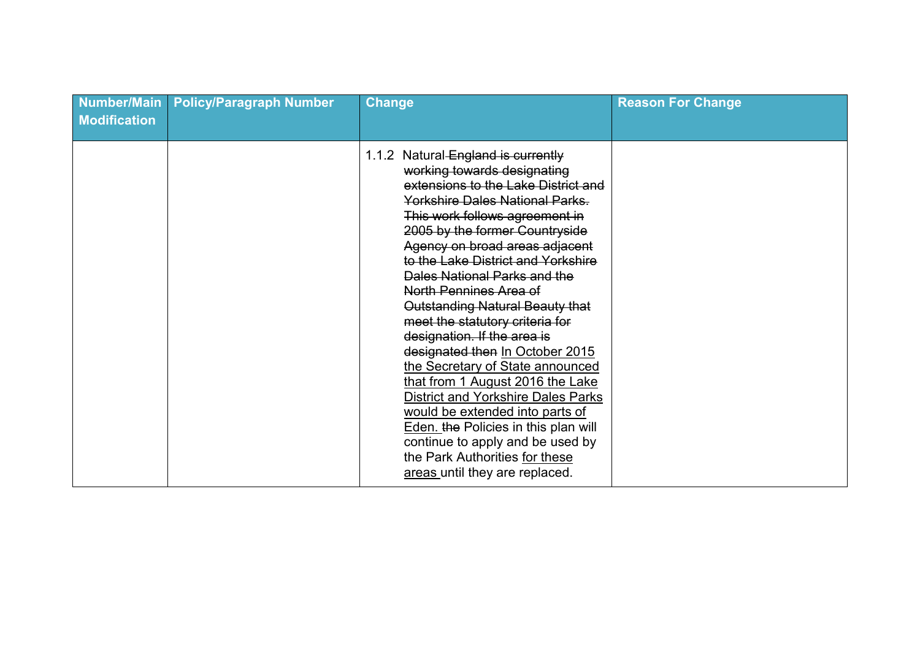| Number/Main Modification | Policy/Paragraph Number | Change | Reason For Change |
|---|---|---|---|
| | | 1.1.2 Natural ~~England is currently working towards designating extensions to the Lake District and Yorkshire Dales National Parks. This work follows agreement in 2005 by the former Countryside Agency on broad areas adjacent to the Lake District and Yorkshire Dales National Parks and the North Pennines Area of Outstanding Natural Beauty that meet the statutory criteria for designation. If the area is designated then~~ <u>In October 2015 the Secretary of State announced that from 1 August 2016 the Lake District and Yorkshire Dales Parks would be extended into parts of Eden.</u> ~~the~~ Policies in this plan will continue to apply and be used by the Park Authorities <u>for these areas</u> until they are replaced. | |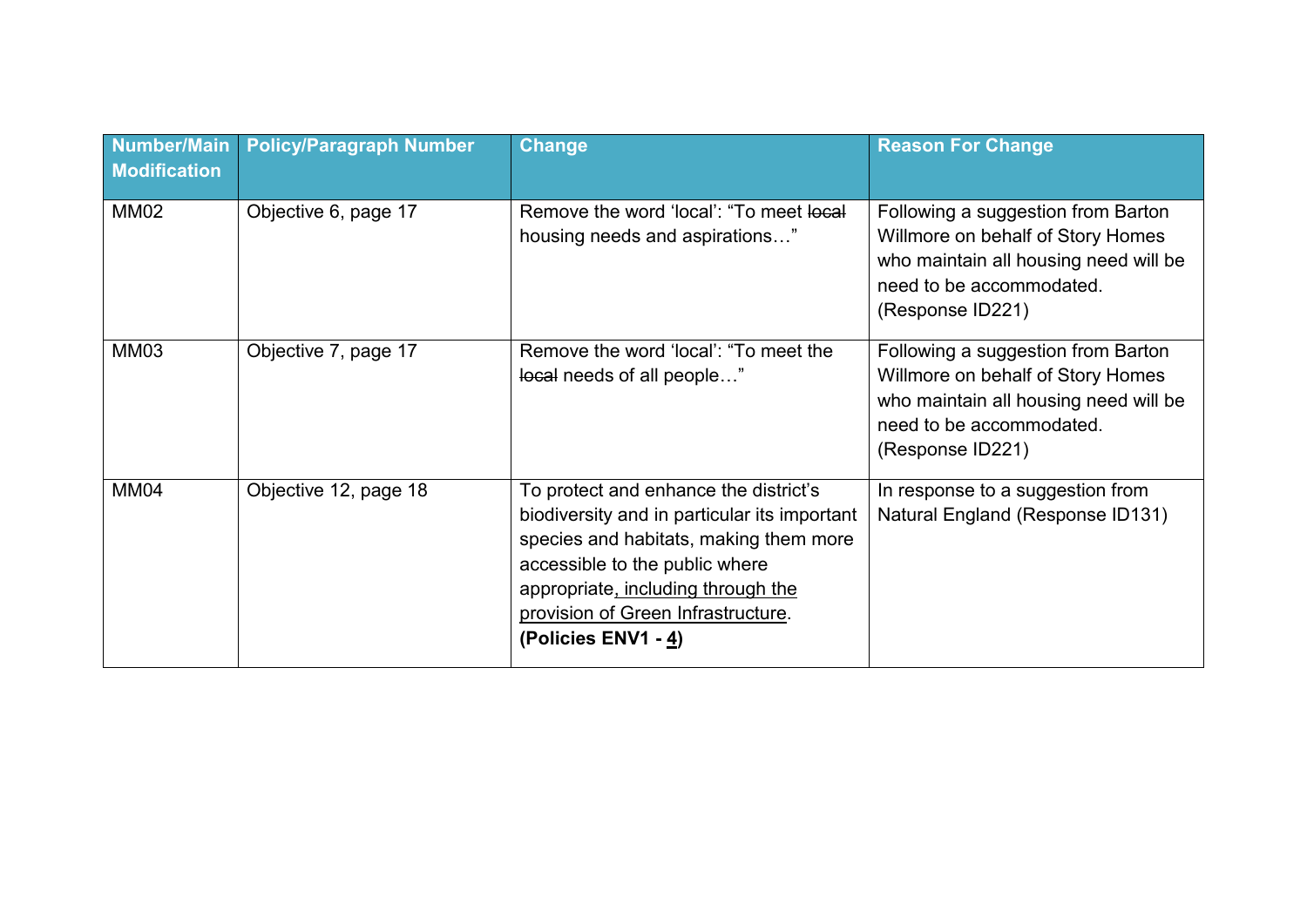| Number/Main Modification | Policy/Paragraph Number | Change | Reason For Change |
|---|---|---|---|
| MM02 | Objective 6, page 17 | Remove the word 'local': "To meet ~~local~~ housing needs and aspirations…" | Following a suggestion from Barton Willmore on behalf of Story Homes who maintain all housing need will be need to be accommodated. (Response ID221) |
| MM03 | Objective 7, page 17 | Remove the word 'local': "To meet the ~~local~~ needs of all people…" | Following a suggestion from Barton Willmore on behalf of Story Homes who maintain all housing need will be need to be accommodated. (Response ID221) |
| MM04 | Objective 12, page 18 | To protect and enhance the district's biodiversity and in particular its important species and habitats, making them more accessible to the public where appropriate<u>, including through the provision of Green Infrastructure</u>. **(Policies ENV1 - <u>4</u>)** | In response to a suggestion from Natural England (Response ID131) |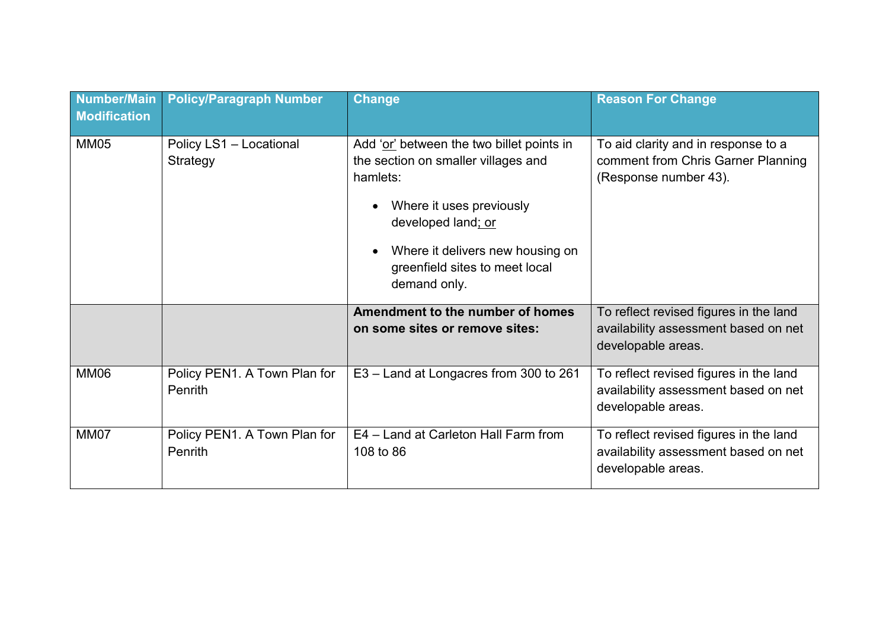| Number/Main Modification | Policy/Paragraph Number | Change | Reason For Change |
|---|---|---|---|
| MM05 | Policy LS1 – Locational Strategy | Add '<u>or</u>' between the two billet points in the section on smaller villages and hamlets:<br>• Where it uses previously developed land<u>; or</u><br>• Where it delivers new housing on greenfield sites to meet local demand only. | To aid clarity and in response to a comment from Chris Garner Planning (Response number 43). |
| | | **Amendment to the number of homes on some sites or remove sites:** | To reflect revised figures in the land availability assessment based on net developable areas. |
| MM06 | Policy PEN1. A Town Plan for Penrith | E3 – Land at Longacres from 300 to 261 | To reflect revised figures in the land availability assessment based on net developable areas. |
| MM07 | Policy PEN1. A Town Plan for Penrith | E4 – Land at Carleton Hall Farm from 108 to 86 | To reflect revised figures in the land availability assessment based on net developable areas. |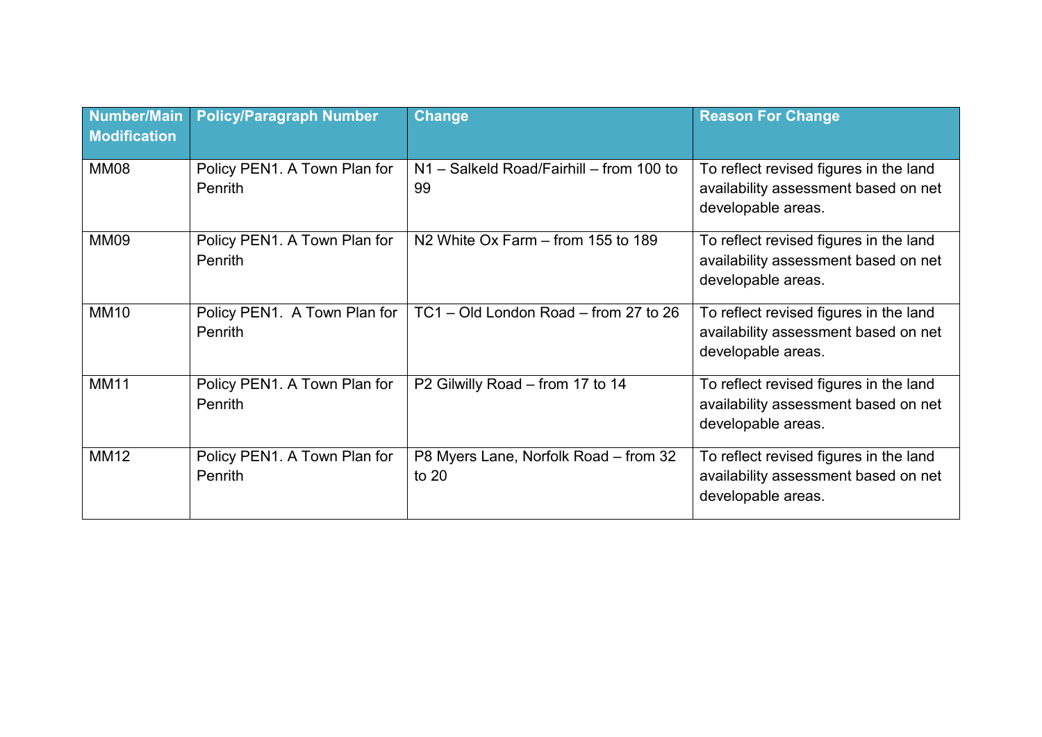| Number/Main Modification | Policy/Paragraph Number | Change | Reason For Change |
|---|---|---|---|
| MM08 | Policy PEN1. A Town Plan for Penrith | N1 – Salkeld Road/Fairhill – from 100 to 99 | To reflect revised figures in the land availability assessment based on net developable areas. |
| MM09 | Policy PEN1. A Town Plan for Penrith | N2 White Ox Farm – from 155 to 189 | To reflect revised figures in the land availability assessment based on net developable areas. |
| MM10 | Policy PEN1. A Town Plan for Penrith | TC1 – Old London Road – from 27 to 26 | To reflect revised figures in the land availability assessment based on net developable areas. |
| MM11 | Policy PEN1. A Town Plan for Penrith | P2 Gilwilly Road – from 17 to 14 | To reflect revised figures in the land availability assessment based on net developable areas. |
| MM12 | Policy PEN1. A Town Plan for Penrith | P8 Myers Lane, Norfolk Road – from 32 to 20 | To reflect revised figures in the land availability assessment based on net developable areas. |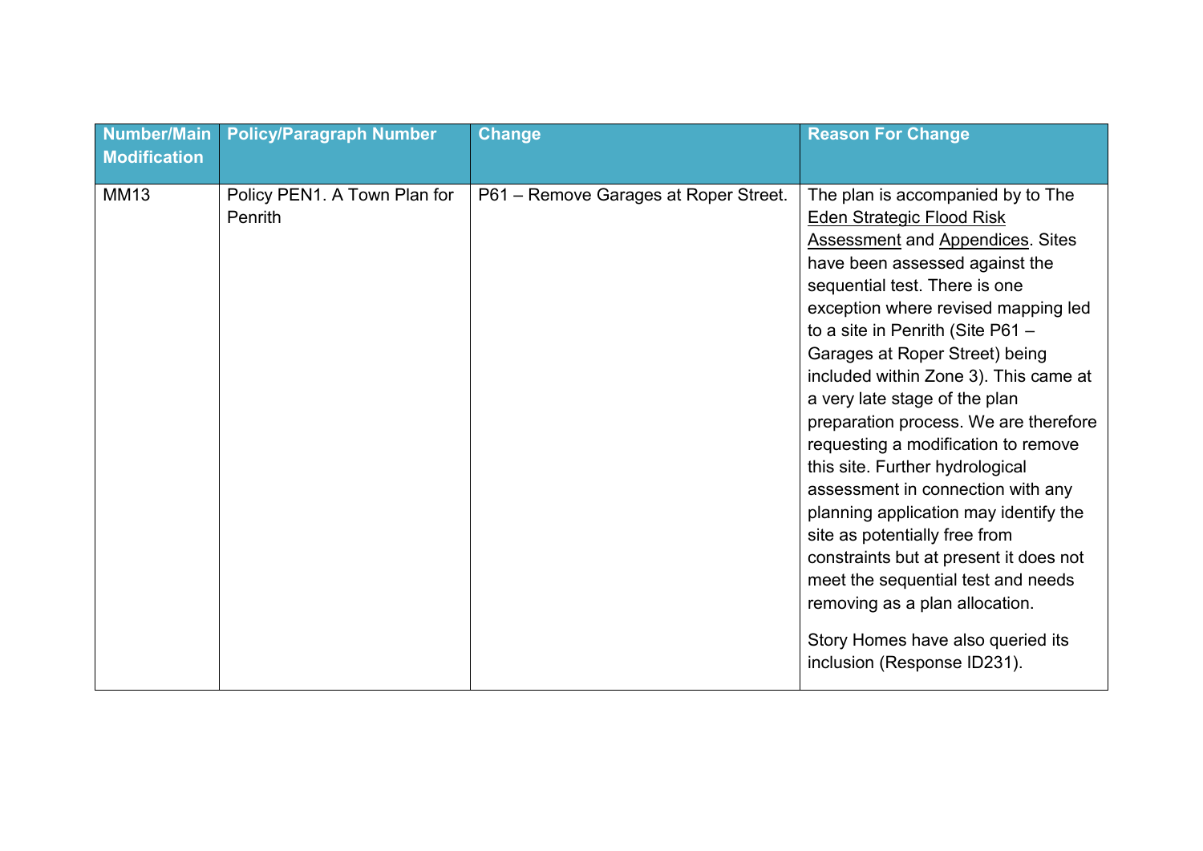| Number/Main Modification | Policy/Paragraph Number | Change | Reason For Change |
|---|---|---|---|
| MM13 | Policy PEN1. A Town Plan for Penrith | P61 – Remove Garages at Roper Street. | The plan is accompanied by to The Eden Strategic Flood Risk Assessment and Appendices. Sites have been assessed against the sequential test. There is one exception where revised mapping led to a site in Penrith (Site P61 – Garages at Roper Street) being included within Zone 3). This came at a very late stage of the plan preparation process. We are therefore requesting a modification to remove this site. Further hydrological assessment in connection with any planning application may identify the site as potentially free from constraints but at present it does not meet the sequential test and needs removing as a plan allocation.<br><br>Story Homes have also queried its inclusion (Response ID231). |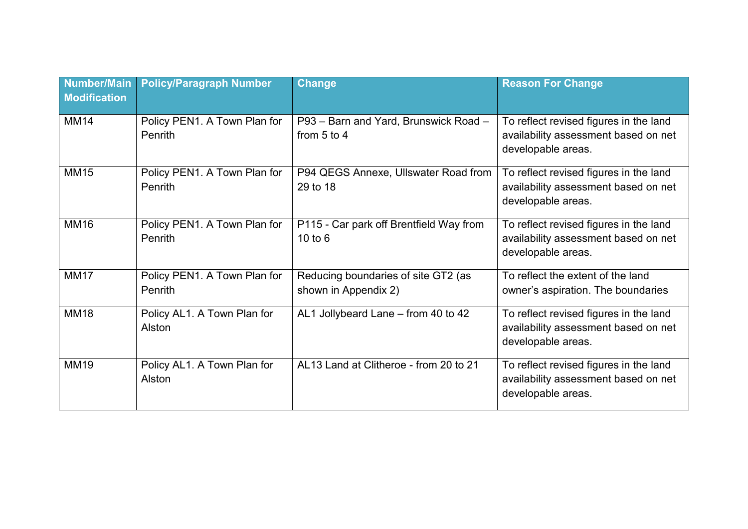| Number/Main Modification | Policy/Paragraph Number | Change | Reason For Change |
|---|---|---|---|
| MM14 | Policy PEN1. A Town Plan for Penrith | P93 – Barn and Yard, Brunswick Road – from 5 to 4 | To reflect revised figures in the land availability assessment based on net developable areas. |
| MM15 | Policy PEN1. A Town Plan for Penrith | P94 QEGS Annexe, Ullswater Road from 29 to 18 | To reflect revised figures in the land availability assessment based on net developable areas. |
| MM16 | Policy PEN1. A Town Plan for Penrith | P115 - Car park off Brentfield Way from 10 to 6 | To reflect revised figures in the land availability assessment based on net developable areas. |
| MM17 | Policy PEN1. A Town Plan for Penrith | Reducing boundaries of site GT2 (as shown in Appendix 2) | To reflect the extent of the land owner's aspiration. The boundaries |
| MM18 | Policy AL1. A Town Plan for Alston | AL1 Jollybeard Lane – from 40 to 42 | To reflect revised figures in the land availability assessment based on net developable areas. |
| MM19 | Policy AL1. A Town Plan for Alston | AL13 Land at Clitheroe - from 20 to 21 | To reflect revised figures in the land availability assessment based on net developable areas. |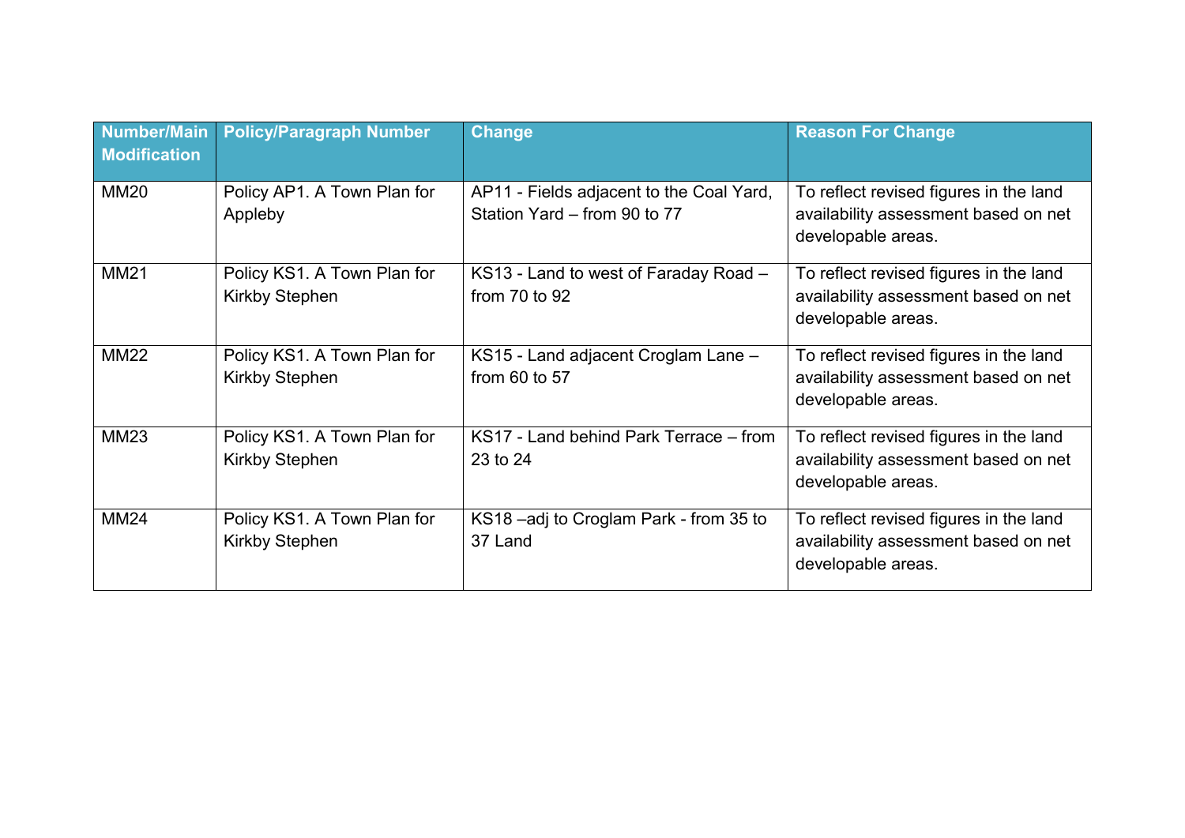| Number/Main Modification | Policy/Paragraph Number | Change | Reason For Change |
|---|---|---|---|
| MM20 | Policy AP1. A Town Plan for Appleby | AP11 - Fields adjacent to the Coal Yard, Station Yard – from 90 to 77 | To reflect revised figures in the land availability assessment based on net developable areas. |
| MM21 | Policy KS1. A Town Plan for Kirkby Stephen | KS13 - Land to west of Faraday Road – from 70 to 92 | To reflect revised figures in the land availability assessment based on net developable areas. |
| MM22 | Policy KS1. A Town Plan for Kirkby Stephen | KS15 - Land adjacent Croglam Lane – from 60 to 57 | To reflect revised figures in the land availability assessment based on net developable areas. |
| MM23 | Policy KS1. A Town Plan for Kirkby Stephen | KS17 - Land behind Park Terrace – from 23 to 24 | To reflect revised figures in the land availability assessment based on net developable areas. |
| MM24 | Policy KS1. A Town Plan for Kirkby Stephen | KS18 –adj to Croglam Park - from 35 to 37 Land | To reflect revised figures in the land availability assessment based on net developable areas. |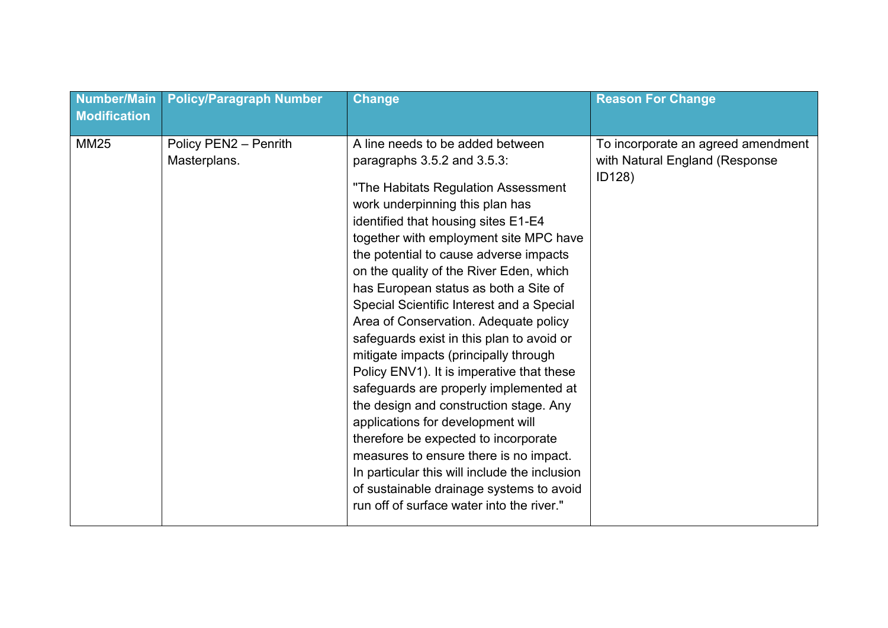| Number/Main Modification | Policy/Paragraph Number | Change | Reason For Change |
| --- | --- | --- | --- |
| MM25 | Policy PEN2 – Penrith Masterplans. | A line needs to be added between paragraphs 3.5.2 and 3.5.3:<br><br>"The Habitats Regulation Assessment work underpinning this plan has identified that housing sites E1-E4 together with employment site MPC have the potential to cause adverse impacts on the quality of the River Eden, which has European status as both a Site of Special Scientific Interest and a Special Area of Conservation. Adequate policy safeguards exist in this plan to avoid or mitigate impacts (principally through Policy ENV1). It is imperative that these safeguards are properly implemented at the design and construction stage. Any applications for development will therefore be expected to incorporate measures to ensure there is no impact. In particular this will include the inclusion of sustainable drainage systems to avoid run off of surface water into the river." | To incorporate an agreed amendment with Natural England (Response ID128) |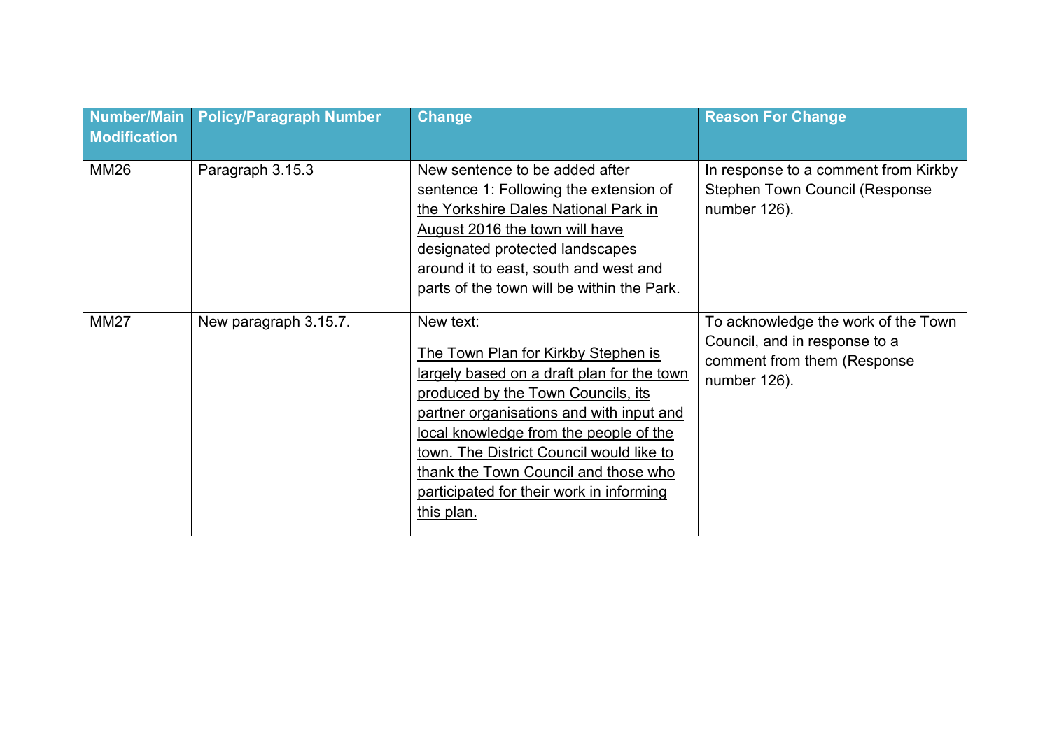| Number/Main Modification | Policy/Paragraph Number | Change | Reason For Change |
|---|---|---|---|
| MM26 | Paragraph 3.15.3 | New sentence to be added after sentence 1: <u>Following the extension of the Yorkshire Dales National Park in August 2016 the town will have</u> designated protected landscapes around it to east, south and west and parts of the town will be within the Park. | In response to a comment from Kirkby Stephen Town Council (Response number 126). |
| MM27 | New paragraph 3.15.7. | New text:<br><br><u>The Town Plan for Kirkby Stephen is largely based on a draft plan for the town produced by the Town Councils, its partner organisations and with input and local knowledge from the people of the town. The District Council would like to thank the Town Council and those who participated for their work in informing this plan.</u> | To acknowledge the work of the Town Council, and in response to a comment from them (Response number 126). |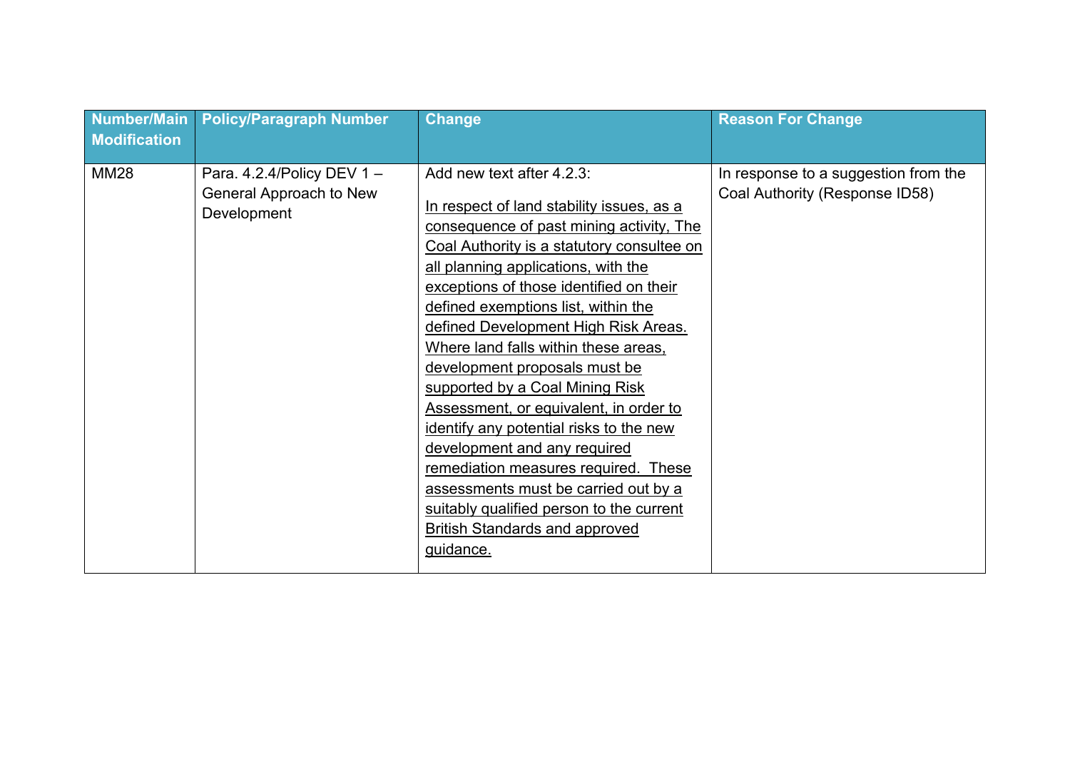| Number/Main Modification | Policy/Paragraph Number | Change | Reason For Change |
|---|---|---|---|
| MM28 | Para. 4.2.4/Policy DEV 1 – General Approach to New Development | Add new text after 4.2.3:<br><br><u>In respect of land stability issues, as a consequence of past mining activity, The Coal Authority is a statutory consultee on all planning applications, with the exceptions of those identified on their defined exemptions list, within the defined Development High Risk Areas. Where land falls within these areas, development proposals must be supported by a Coal Mining Risk Assessment, or equivalent, in order to identify any potential risks to the new development and any required remediation measures required. These assessments must be carried out by a suitably qualified person to the current British Standards and approved guidance.</u> | In response to a suggestion from the Coal Authority (Response ID58) |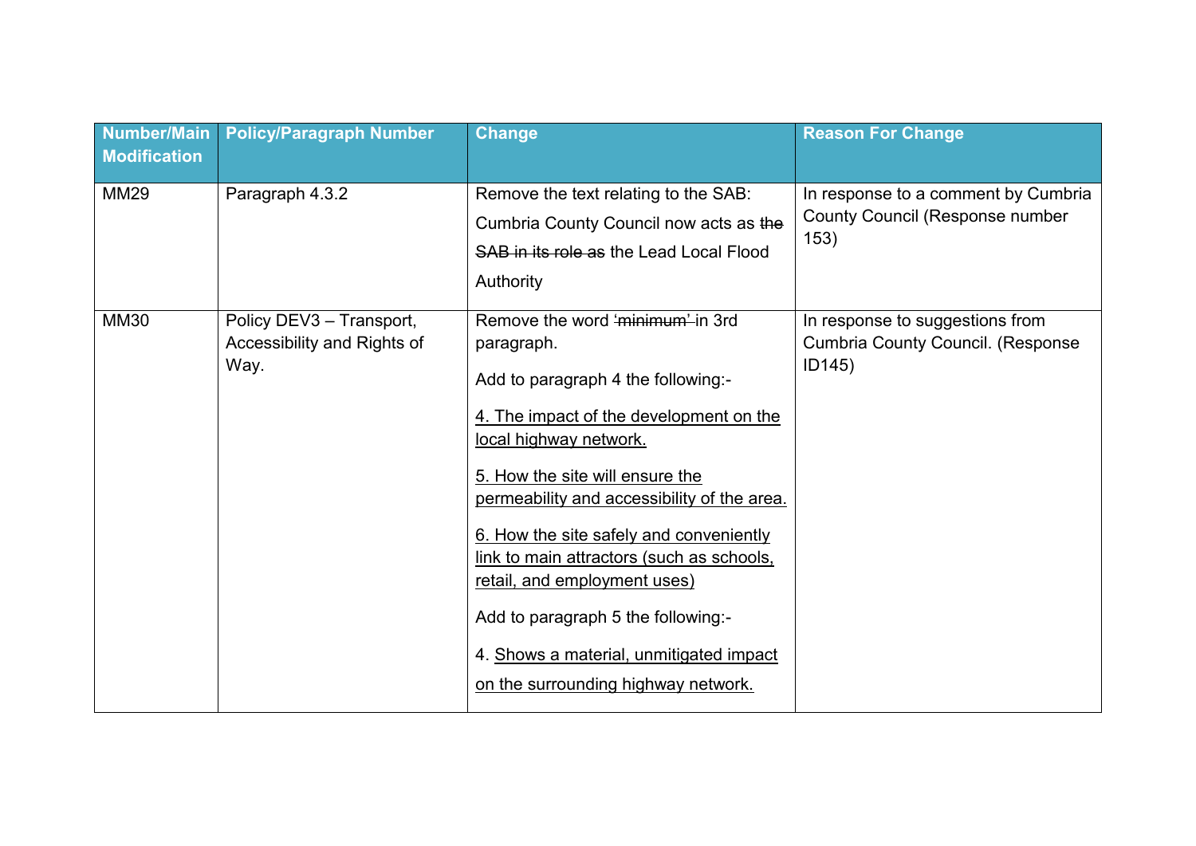| Number/Main Modification | Policy/Paragraph Number | Change | Reason For Change |
|---|---|---|---|
| MM29 | Paragraph 4.3.2 | Remove the text relating to the SAB: Cumbria County Council now acts as ~~the SAB in its role as~~ the Lead Local Flood Authority | In response to a comment by Cumbria County Council (Response number 153) |
| MM30 | Policy DEV3 – Transport, Accessibility and Rights of Way. | Remove the word ~~'minimum'~~ in 3rd paragraph.<br><br>Add to paragraph 4 the following:-<br><br><u>4. The impact of the development on the local highway network.</u><br><br><u>5. How the site will ensure the permeability and accessibility of the area.</u><br><br><u>6. How the site safely and conveniently link to main attractors (such as schools, retail, and employment uses)</u><br><br>Add to paragraph 5 the following:-<br><br>4. <u>Shows a material, unmitigated impact on the surrounding highway network.</u> | In response to suggestions from Cumbria County Council. (Response ID145) |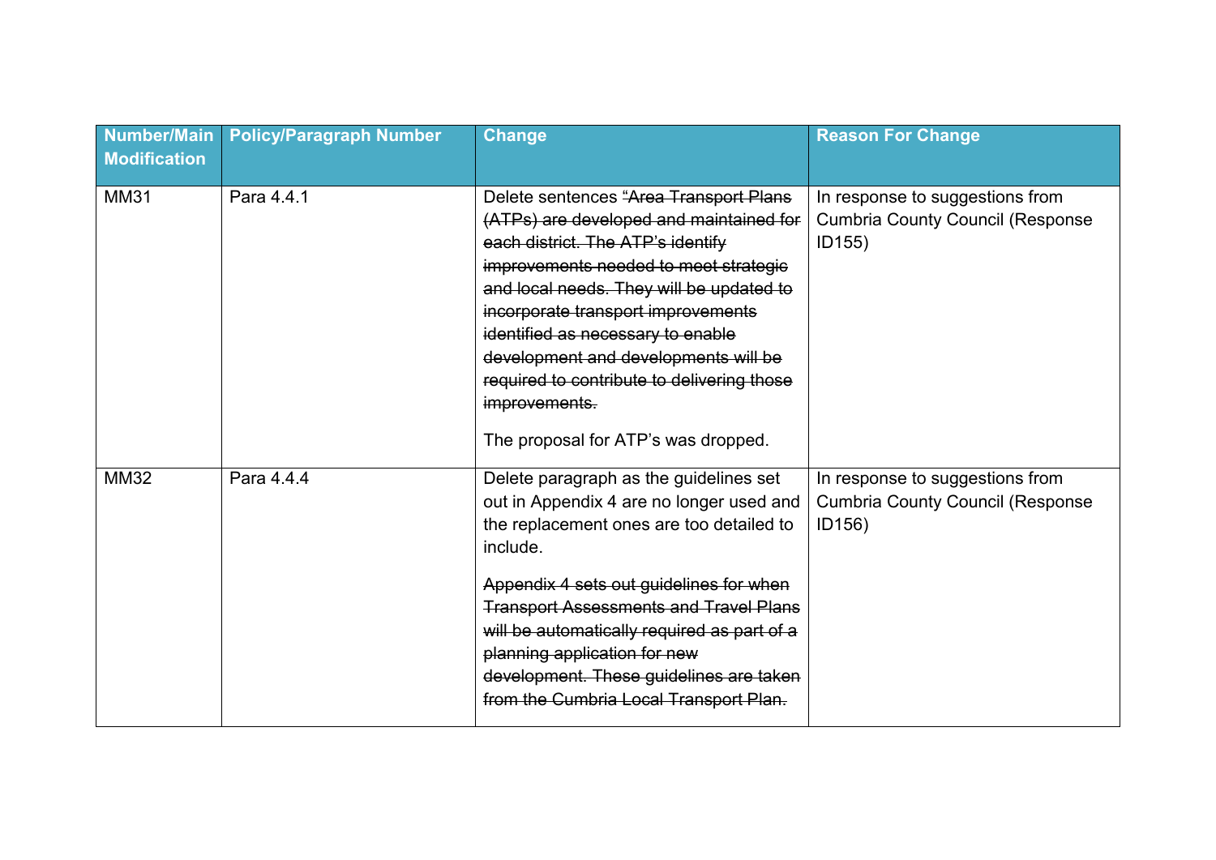| Number/Main Modification | Policy/Paragraph Number | Change | Reason For Change |
|---|---|---|---|
| MM31 | Para 4.4.1 | Delete sentences "~~Area Transport Plans (ATPs) are developed and maintained for each district. The ATP's identify improvements needed to meet strategic and local needs. They will be updated to incorporate transport improvements identified as necessary to enable development and developments will be required to contribute to delivering those improvements.~~<br><br>The proposal for ATP's was dropped. | In response to suggestions from Cumbria County Council (Response ID155) |
| MM32 | Para 4.4.4 | Delete paragraph as the guidelines set out in Appendix 4 are no longer used and the replacement ones are too detailed to include.<br><br>~~Appendix 4 sets out guidelines for when Transport Assessments and Travel Plans will be automatically required as part of a planning application for new development. These guidelines are taken from the Cumbria Local Transport Plan.~~ | In response to suggestions from Cumbria County Council (Response ID156) |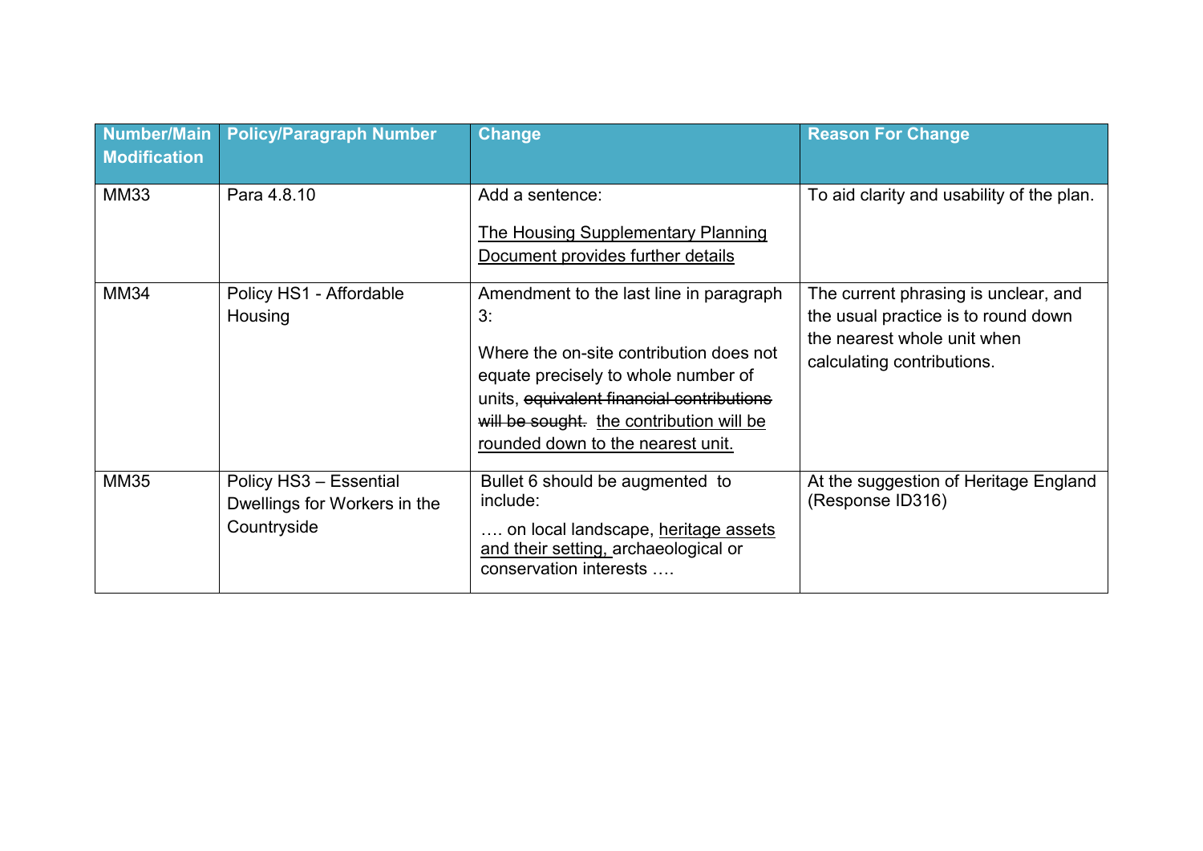| Number/Main Modification | Policy/Paragraph Number | Change | Reason For Change |
|---|---|---|---|
| MM33 | Para 4.8.10 | Add a sentence:<br><br><u>The Housing Supplementary Planning Document provides further details</u> | To aid clarity and usability of the plan. |
| MM34 | Policy HS1 - Affordable Housing | Amendment to the last line in paragraph 3:<br><br>Where the on-site contribution does not equate precisely to whole number of units, ~~equivalent financial contributions will be sought.~~ <u>the contribution will be rounded down to the nearest unit.</u> | The current phrasing is unclear, and the usual practice is to round down the nearest whole unit when calculating contributions. |
| MM35 | Policy HS3 – Essential Dwellings for Workers in the Countryside | Bullet 6 should be augmented to include:<br><br>…. on local landscape, <u>heritage assets and their setting,</u> archaeological or conservation interests …. | At the suggestion of Heritage England (Response ID316) |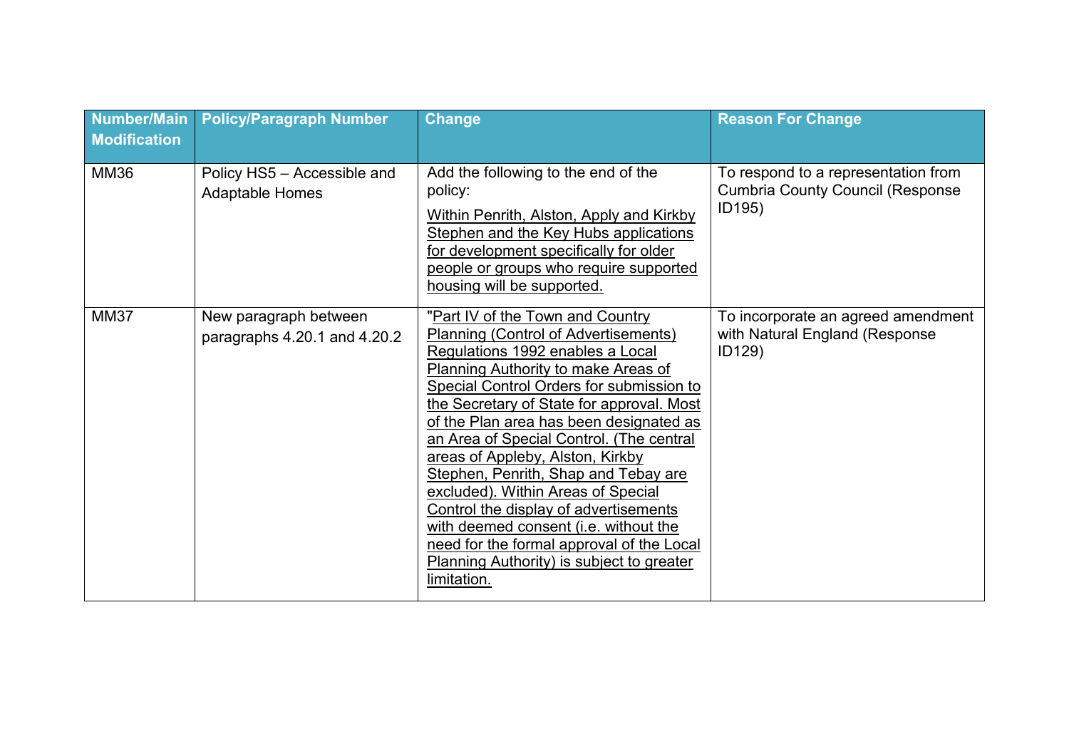| Number/Main Modification | Policy/Paragraph Number | Change | Reason For Change |
|---|---|---|---|
| MM36 | Policy HS5 – Accessible and Adaptable Homes | Add the following to the end of the policy:<br><br><u>Within Penrith, Alston, Apply and Kirkby Stephen and the Key Hubs applications for development specifically for older people or groups who require supported housing will be supported.</u> | To respond to a representation from Cumbria County Council (Response ID195) |
| MM37 | New paragraph between paragraphs 4.20.1 and 4.20.2 | "<u>Part IV of the Town and Country Planning (Control of Advertisements) Regulations 1992 enables a Local Planning Authority to make Areas of Special Control Orders for submission to the Secretary of State for approval. Most of the Plan area has been designated as an Area of Special Control. (The central areas of Appleby, Alston, Kirkby Stephen, Penrith, Shap and Tebay are excluded). Within Areas of Special Control the display of advertisements with deemed consent (i.e. without the need for the formal approval of the Local Planning Authority) is subject to greater limitation.</u> | To incorporate an agreed amendment with Natural England (Response ID129) |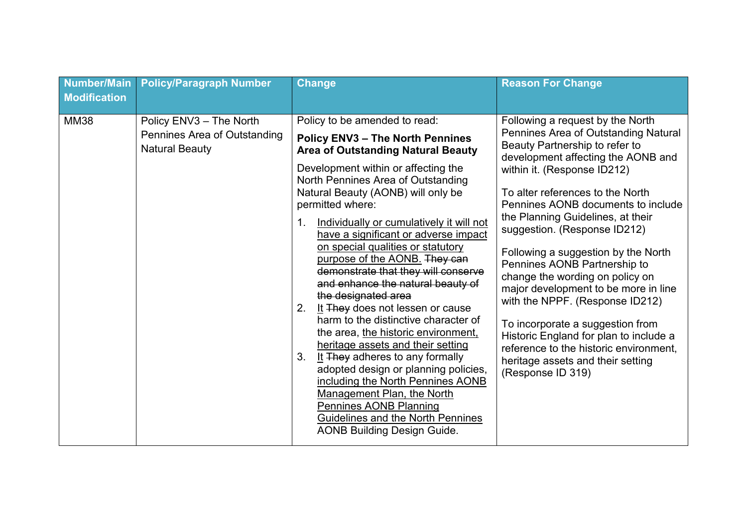| Number/Main Modification | Policy/Paragraph Number | Change | Reason For Change |
|---|---|---|---|
| MM38 | Policy ENV3 – The North Pennines Area of Outstanding Natural Beauty | Policy to be amended to read:<br><br>**Policy ENV3 – The North Pennines Area of Outstanding Natural Beauty**<br><br>Development within or affecting the North Pennines Area of Outstanding Natural Beauty (AONB) will only be permitted where:<br><br>1. <u>Individually or cumulatively it will not have a significant or adverse impact on special qualities or statutory purpose of the AONB.</u> ~~They can demonstrate that they will conserve and enhance the natural beauty of the designated area~~<br>2. <u>It</u> ~~They~~ does not lessen or cause harm to the distinctive character of the area, <u>the historic environment, heritage assets and their setting</u><br>3. <u>It</u> ~~They~~ adheres to any formally adopted design or planning policies, <u>including the North Pennines AONB Management Plan, the North Pennines AONB Planning Guidelines and the North Pennines</u> AONB Building Design Guide. | Following a request by the North Pennines Area of Outstanding Natural Beauty Partnership to refer to development affecting the AONB and within it. (Response ID212)<br><br>To alter references to the North Pennines AONB documents to include the Planning Guidelines, at their suggestion. (Response ID212)<br><br>Following a suggestion by the North Pennines AONB Partnership to change the wording on policy on major development to be more in line with the NPPF. (Response ID212)<br><br>To incorporate a suggestion from Historic England for plan to include a reference to the historic environment, heritage assets and their setting (Response ID 319) |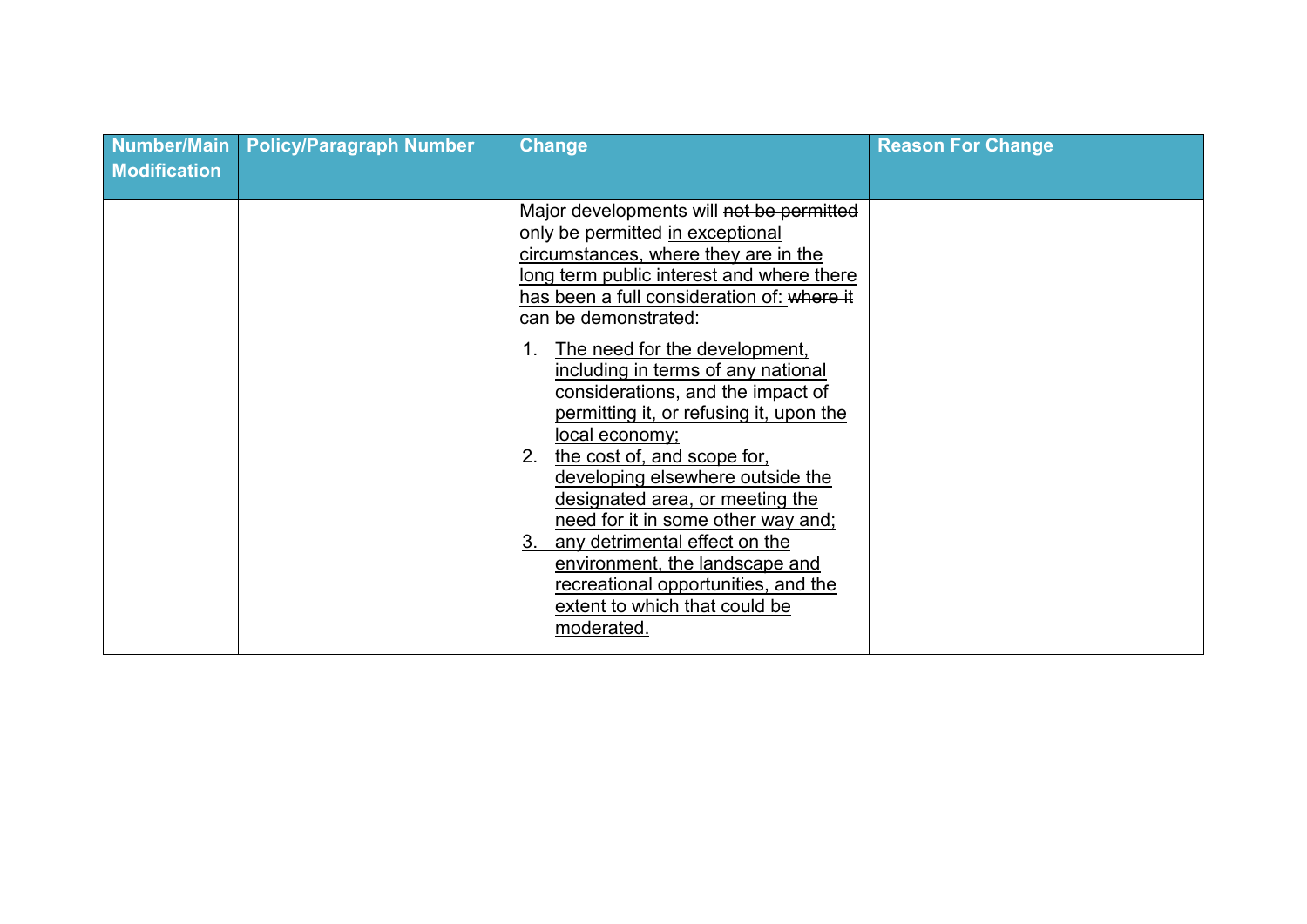| Number/Main Modification | Policy/Paragraph Number | Change | Reason For Change |
|---|---|---|---|
| | | Major developments will ~~not be permitted~~ only be permitted <u>in exceptional circumstances, where they are in the long term public interest and where there has been a full consideration of:</u> ~~where it can be demonstrated:~~<br><br>1. <u>The need for the development, including in terms of any national considerations, and the impact of permitting it, or refusing it, upon the local economy;</u><br>2. <u>the cost of, and scope for, developing elsewhere outside the designated area, or meeting the need for it in some other way and;</u><br>3. <u>any detrimental effect on the environment, the landscape and recreational opportunities, and the extent to which that could be moderated.</u> | |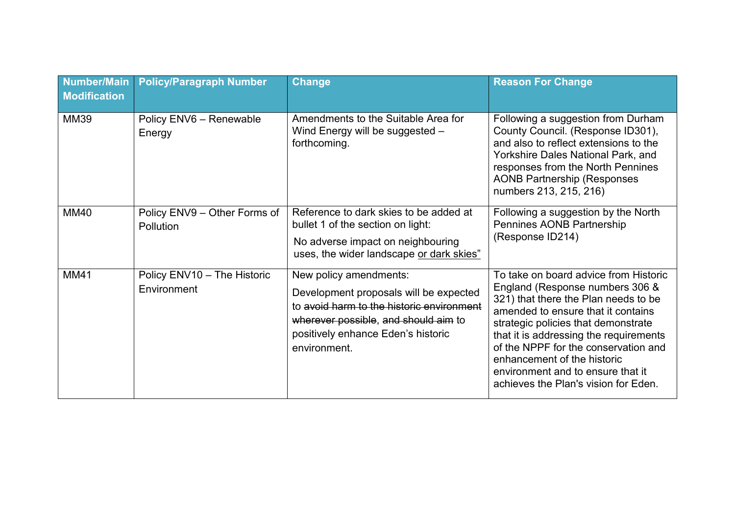| Number/Main Modification | Policy/Paragraph Number | Change | Reason For Change |
|---|---|---|---|
| MM39 | Policy ENV6 – Renewable Energy | Amendments to the Suitable Area for Wind Energy will be suggested – forthcoming. | Following a suggestion from Durham County Council. (Response ID301), and also to reflect extensions to the Yorkshire Dales National Park, and responses from the North Pennines AONB Partnership (Responses numbers 213, 215, 216) |
| MM40 | Policy ENV9 – Other Forms of Pollution | Reference to dark skies to be added at bullet 1 of the section on light: <br> No adverse impact on neighbouring uses, the wider landscape <u>or dark skies</u>" | Following a suggestion by the North Pennines AONB Partnership (Response ID214) |
| MM41 | Policy ENV10 – The Historic Environment | New policy amendments: <br> Development proposals will be expected to ~~avoid harm to the historic environment wherever possible~~, ~~and should aim~~ to positively enhance Eden's historic environment. | To take on board advice from Historic England (Response numbers 306 & 321) that there the Plan needs to be amended to ensure that it contains strategic policies that demonstrate that it is addressing the requirements of the NPPF for the conservation and enhancement of the historic environment and to ensure that it achieves the Plan's vision for Eden. |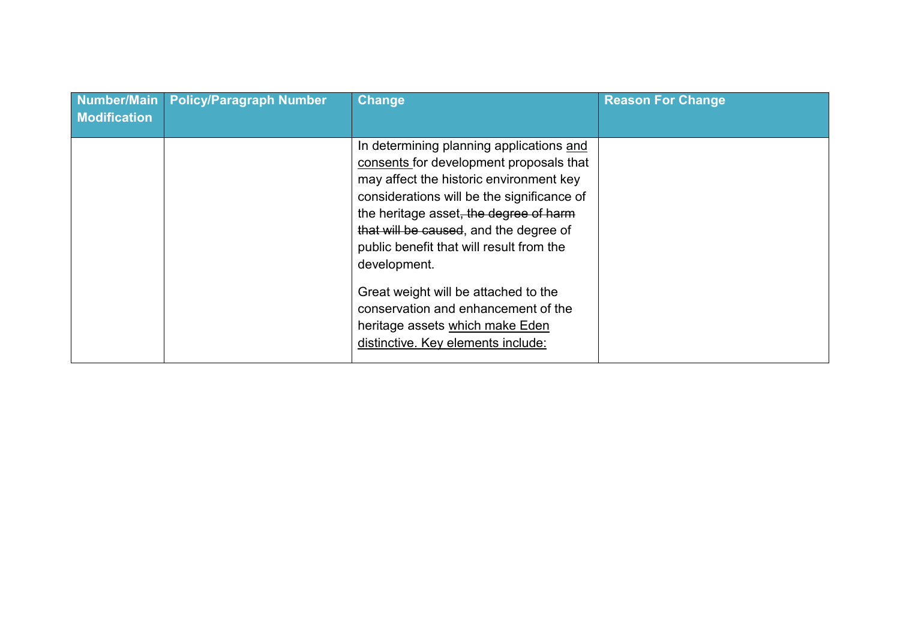| Number/Main Modification | Policy/Paragraph Number | Change | Reason For Change |
|---|---|---|---|
| | | In determining planning applications <u>and consents</u> for development proposals that may affect the historic environment key considerations will be the significance of the heritage asset~~, the degree of harm that will be caused~~, and the degree of public benefit that will result from the development.<br><br>Great weight will be attached to the conservation and enhancement of the heritage assets <u>which make Eden distinctive. Key elements include:</u> | |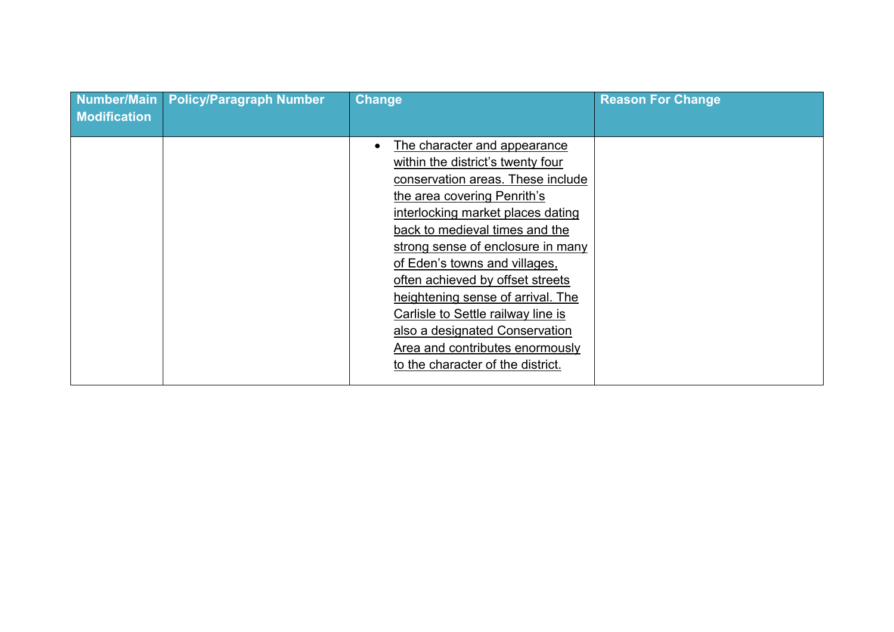| Number/Main Modification | Policy/Paragraph Number | Change | Reason For Change |
|---|---|---|---|
| | | • The character and appearance within the district's twenty four conservation areas. These include the area covering Penrith's interlocking market places dating back to medieval times and the strong sense of enclosure in many of Eden's towns and villages, often achieved by offset streets heightening sense of arrival. The Carlisle to Settle railway line is also a designated Conservation Area and contributes enormously to the character of the district. | |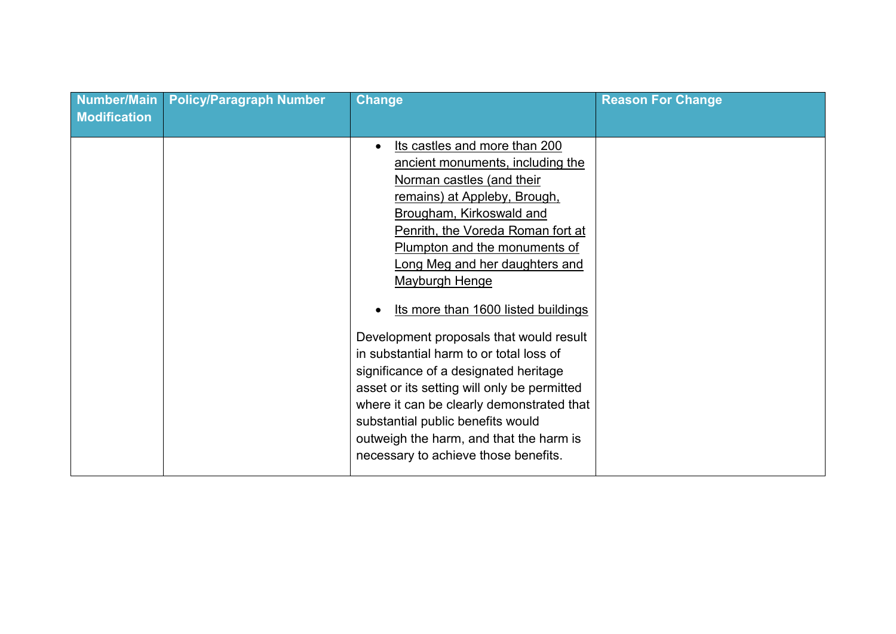| Number/Main Modification | Policy/Paragraph Number | Change | Reason For Change |
|---|---|---|---|
| | | • <u>Its castles and more than 200 ancient monuments, including the Norman castles (and their remains) at Appleby, Brough, Brougham, Kirkoswald and Penrith, the Voreda Roman fort at Plumpton and the monuments of Long Meg and her daughters and Mayburgh Henge</u><br><br>• <u>Its more than 1600 listed buildings</u><br><br>Development proposals that would result in substantial harm to or total loss of significance of a designated heritage asset or its setting will only be permitted where it can be clearly demonstrated that substantial public benefits would outweigh the harm, and that the harm is necessary to achieve those benefits. | |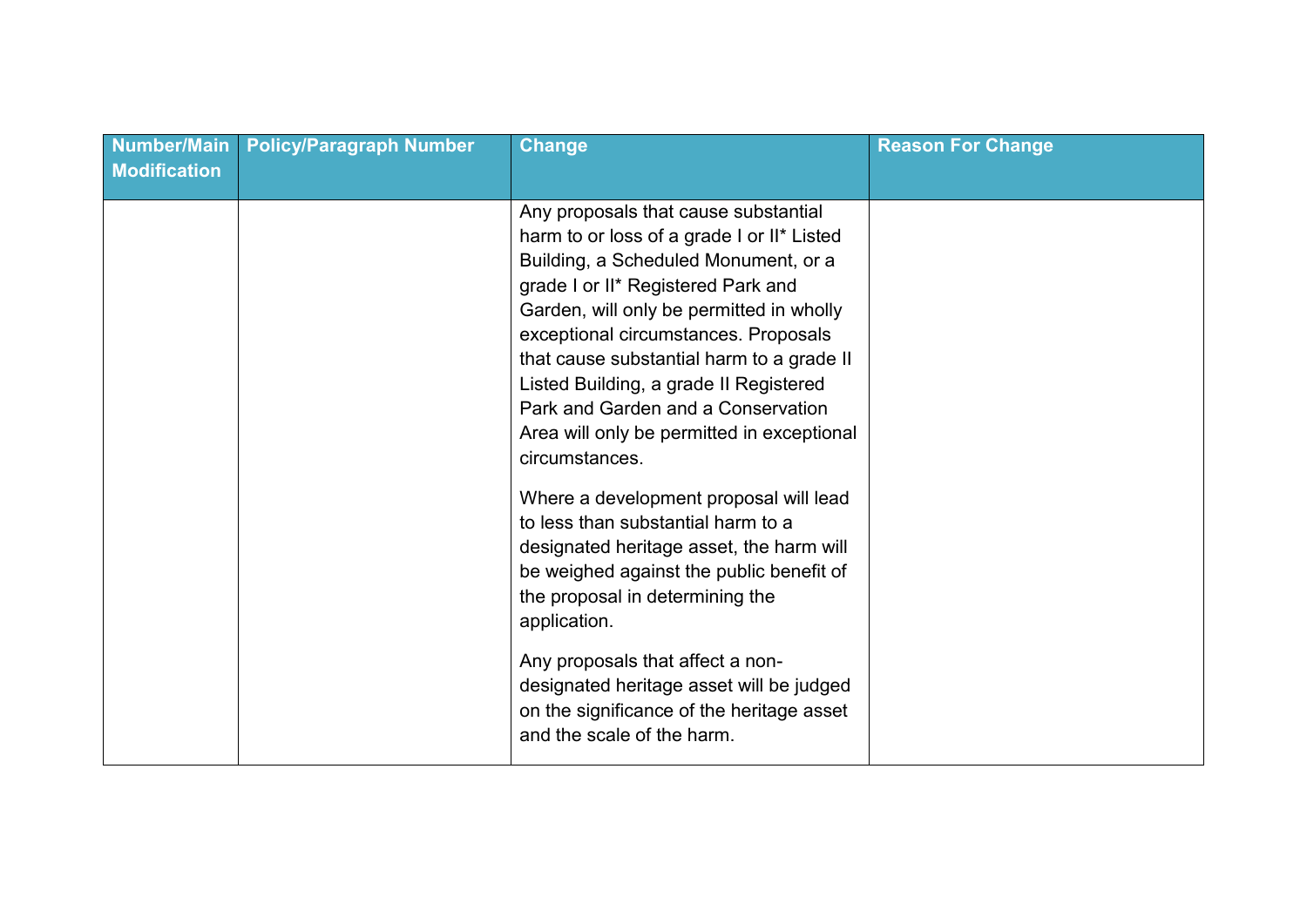| Number/Main Modification | Policy/Paragraph Number | Change | Reason For Change |
|---|---|---|---|
| | | Any proposals that cause substantial harm to or loss of a grade I or II* Listed Building, a Scheduled Monument, or a grade I or II* Registered Park and Garden, will only be permitted in wholly exceptional circumstances. Proposals that cause substantial harm to a grade II Listed Building, a grade II Registered Park and Garden and a Conservation Area will only be permitted in exceptional circumstances.<br><br>Where a development proposal will lead to less than substantial harm to a designated heritage asset, the harm will be weighed against the public benefit of the proposal in determining the application.<br><br>Any proposals that affect a non-designated heritage asset will be judged on the significance of the heritage asset and the scale of the harm. | |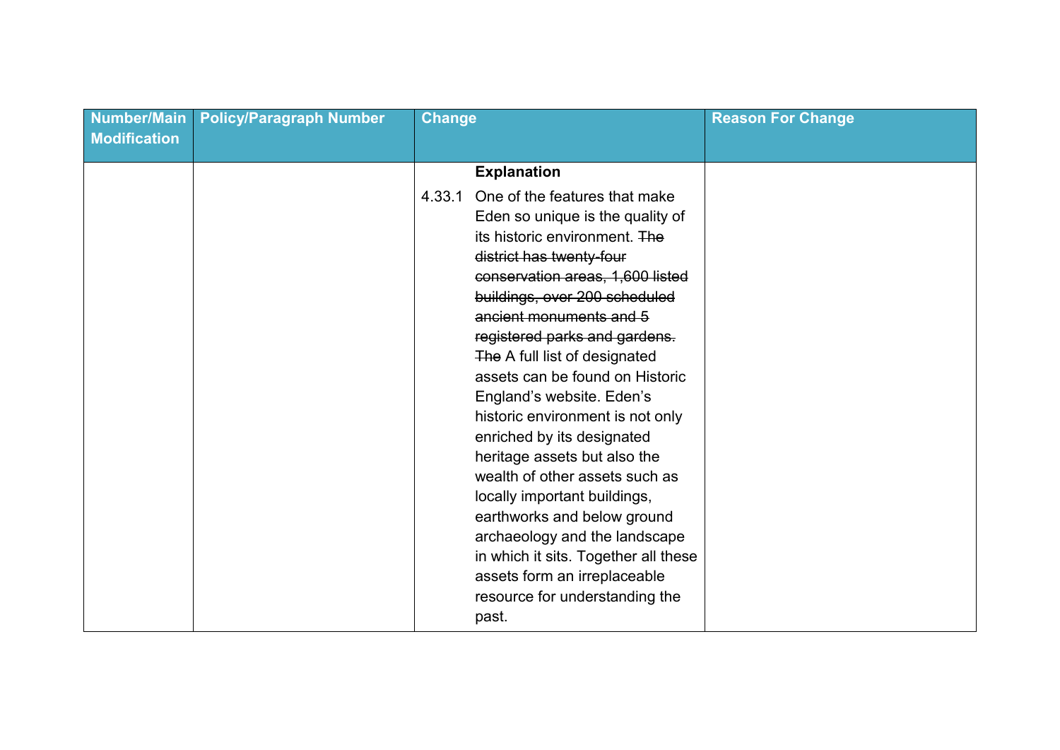| Number/Main Modification | Policy/Paragraph Number | Change | Reason For Change |
|---|---|---|---|
| | | **Explanation**<br><br>4.33.1 One of the features that make Eden so unique is the quality of its historic environment. ~~The district has twenty-four conservation areas, 1,600 listed buildings, over 200 scheduled ancient monuments and 5 registered parks and gardens.~~ ~~The~~ A full list of designated assets can be found on Historic England's website. Eden's historic environment is not only enriched by its designated heritage assets but also the wealth of other assets such as locally important buildings, earthworks and below ground archaeology and the landscape in which it sits. Together all these assets form an irreplaceable resource for understanding the past. | |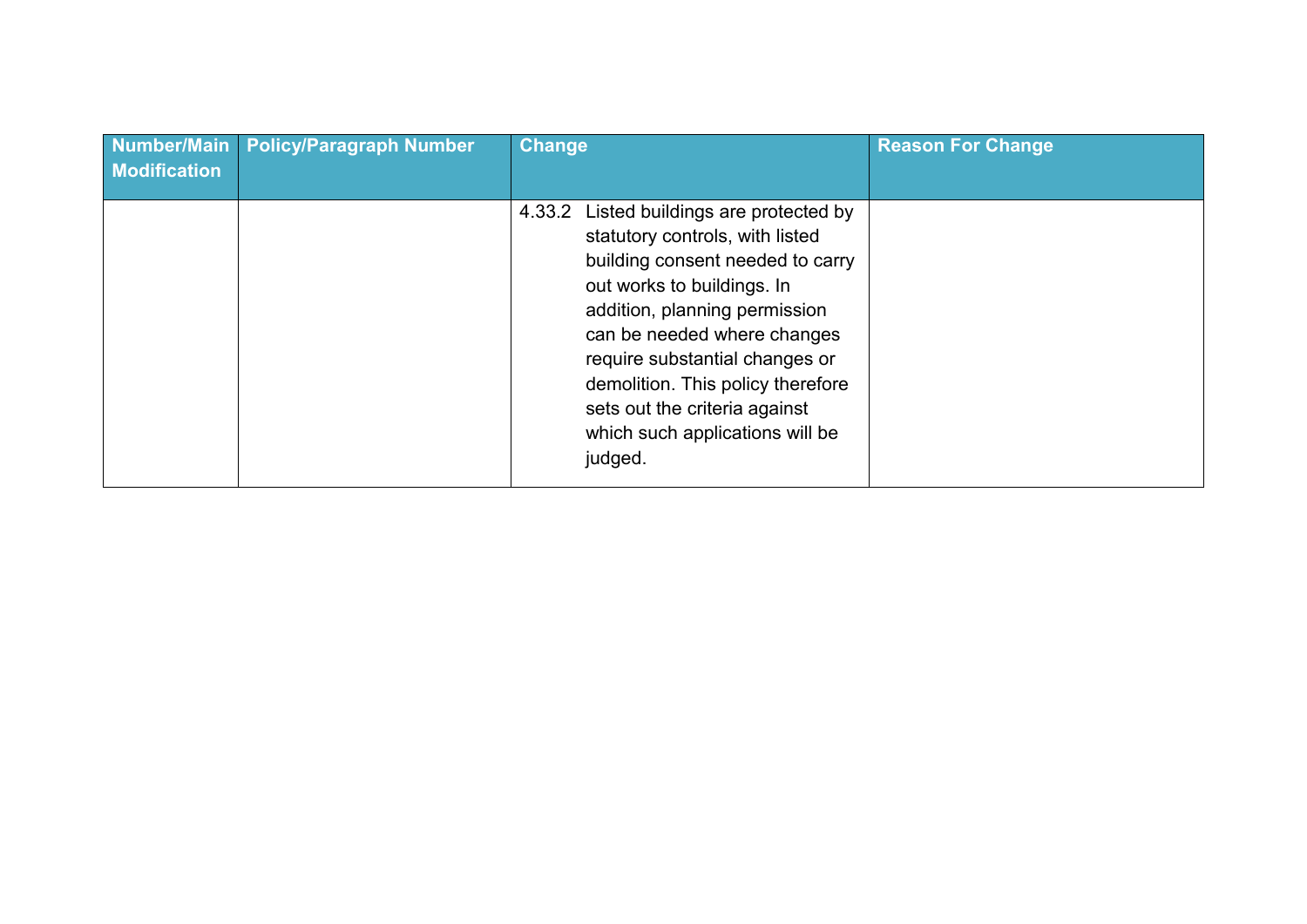| Number/Main Modification | Policy/Paragraph Number | Change | Reason For Change |
|---|---|---|---|
| | | 4.33.2 Listed buildings are protected by statutory controls, with listed building consent needed to carry out works to buildings. In addition, planning permission can be needed where changes require substantial changes or demolition. This policy therefore sets out the criteria against which such applications will be judged. | |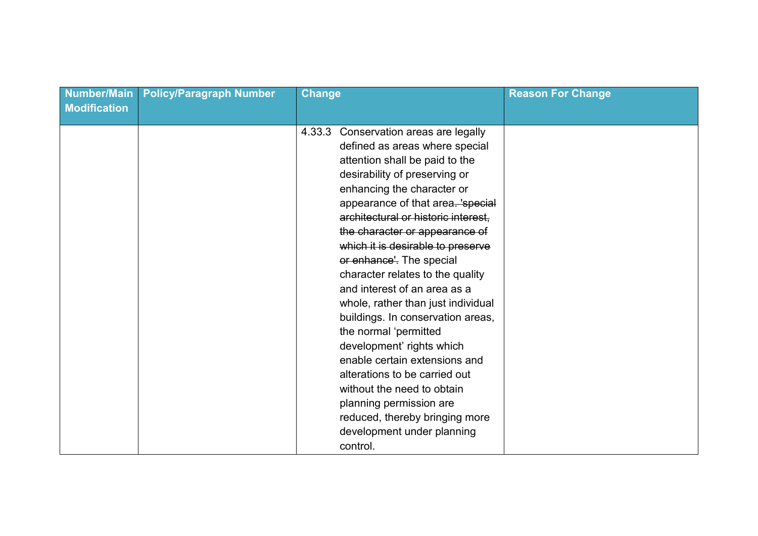| Number/Main Modification | Policy/Paragraph Number | Change | Reason For Change |
|---|---|---|---|
| | | 4.33.3 Conservation areas are legally defined as areas where special attention shall be paid to the desirability of preserving or enhancing the character or appearance of that area~~. 'special architectural or historic interest, the character or appearance of which it is desirable to preserve or enhance'.~~ The special character relates to the quality and interest of an area as a whole, rather than just individual buildings. In conservation areas, the normal 'permitted development' rights which enable certain extensions and alterations to be carried out without the need to obtain planning permission are reduced, thereby bringing more development under planning control. | |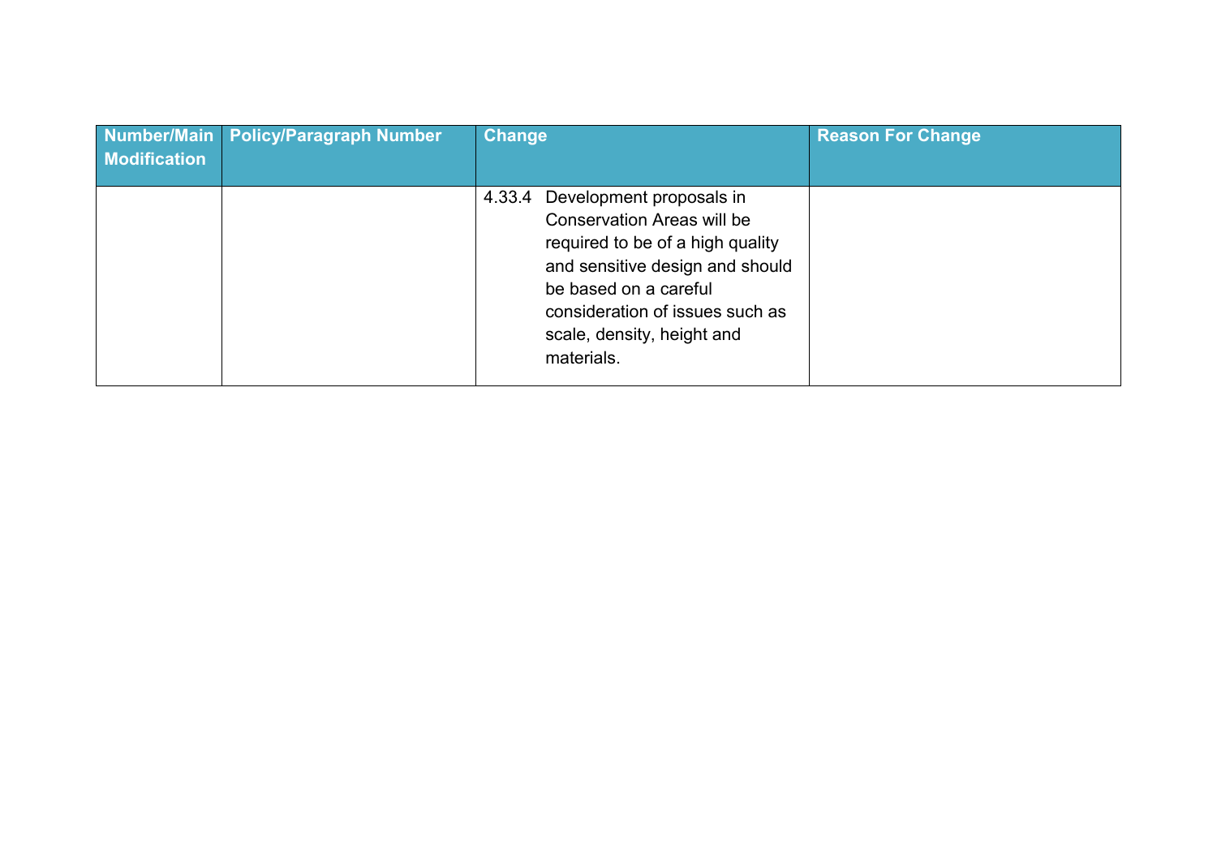| Number/Main Modification | Policy/Paragraph Number | Change | Reason For Change |
|---|---|---|---|
| | | 4.33.4 Development proposals in Conservation Areas will be required to be of a high quality and sensitive design and should be based on a careful consideration of issues such as scale, density, height and materials. | |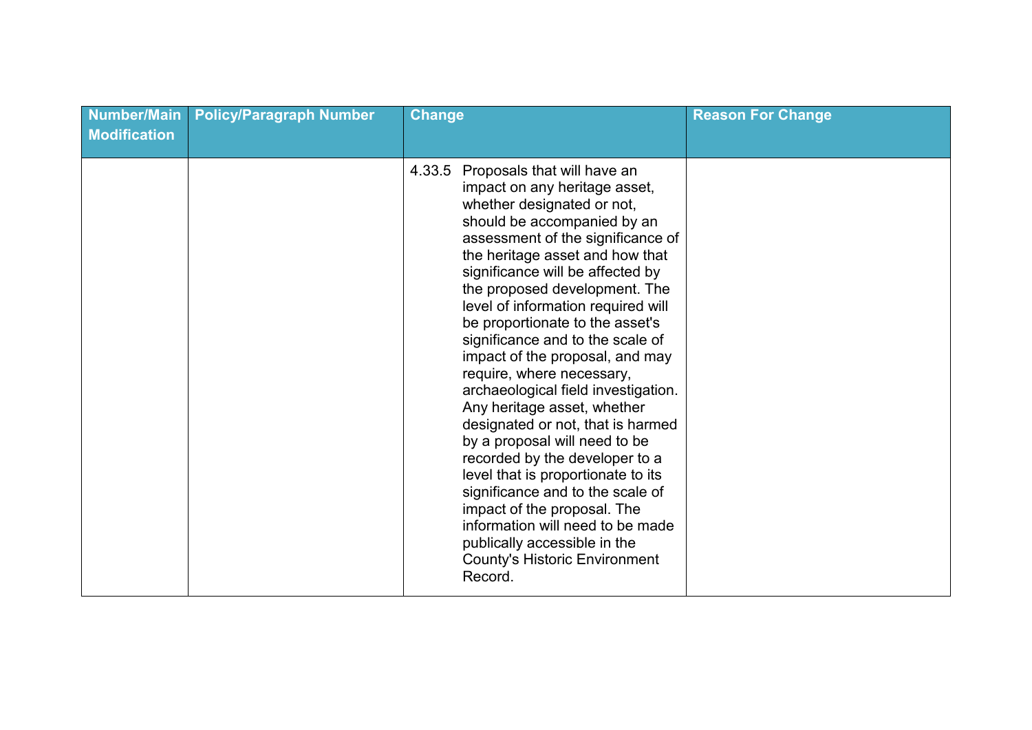| Number/Main Modification | Policy/Paragraph Number | Change | Reason For Change |
|---|---|---|---|
| | | 4.33.5 Proposals that will have an impact on any heritage asset, whether designated or not, should be accompanied by an assessment of the significance of the heritage asset and how that significance will be affected by the proposed development. The level of information required will be proportionate to the asset's significance and to the scale of impact of the proposal, and may require, where necessary, archaeological field investigation. Any heritage asset, whether designated or not, that is harmed by a proposal will need to be recorded by the developer to a level that is proportionate to its significance and to the scale of impact of the proposal. The information will need to be made publically accessible in the County's Historic Environment Record. | |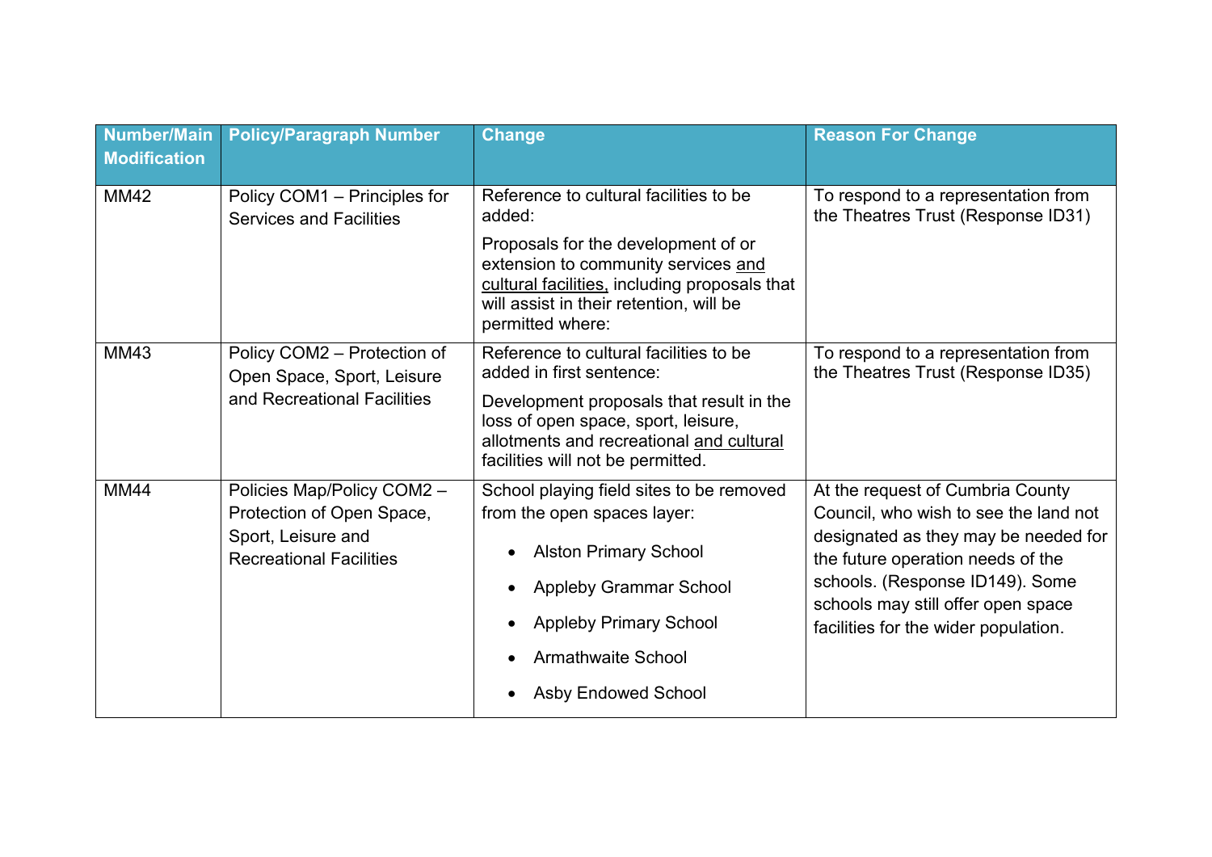| Number/Main Modification | Policy/Paragraph Number | Change | Reason For Change |
|---|---|---|---|
| MM42 | Policy COM1 – Principles for Services and Facilities | Reference to cultural facilities to be added:<br><br>Proposals for the development of or extension to community services <u>and cultural facilities,</u> including proposals that will assist in their retention, will be permitted where: | To respond to a representation from the Theatres Trust (Response ID31) |
| MM43 | Policy COM2 – Protection of Open Space, Sport, Leisure and Recreational Facilities | Reference to cultural facilities to be added in first sentence:<br><br>Development proposals that result in the loss of open space, sport, leisure, allotments and recreational <u>and cultural</u> facilities will not be permitted. | To respond to a representation from the Theatres Trust (Response ID35) |
| MM44 | Policies Map/Policy COM2 – Protection of Open Space, Sport, Leisure and Recreational Facilities | School playing field sites to be removed from the open spaces layer:<br><br>• Alston Primary School<br>• Appleby Grammar School<br>• Appleby Primary School<br>• Armathwaite School<br>• Asby Endowed School | At the request of Cumbria County Council, who wish to see the land not designated as they may be needed for the future operation needs of the schools. (Response ID149). Some schools may still offer open space facilities for the wider population. |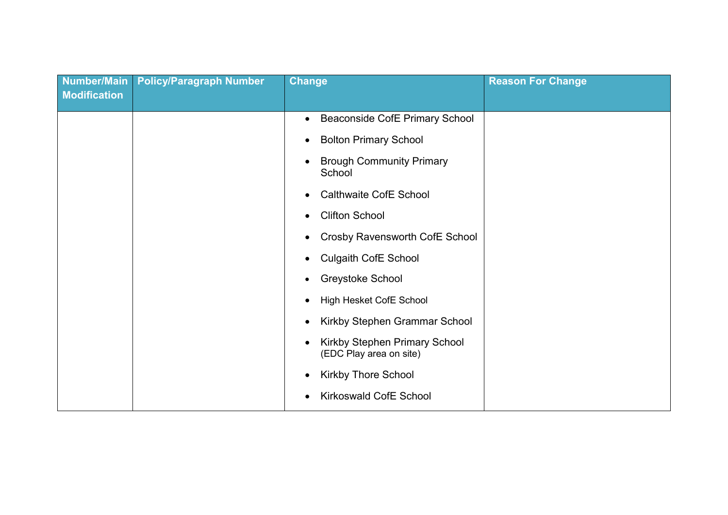| Number/Main Modification | Policy/Paragraph Number | Change | Reason For Change |
|---|---|---|---|
| | | • Beaconside CofE Primary School<br>• Bolton Primary School<br>• Brough Community Primary School<br>• Calthwaite CofE School<br>• Clifton School<br>• Crosby Ravensworth CofE School<br>• Culgaith CofE School<br>• Greystoke School<br>• High Hesket CofE School<br>• Kirkby Stephen Grammar School<br>• Kirkby Stephen Primary School (EDC Play area on site)<br>• Kirkby Thore School<br>• Kirkoswald CofE School | |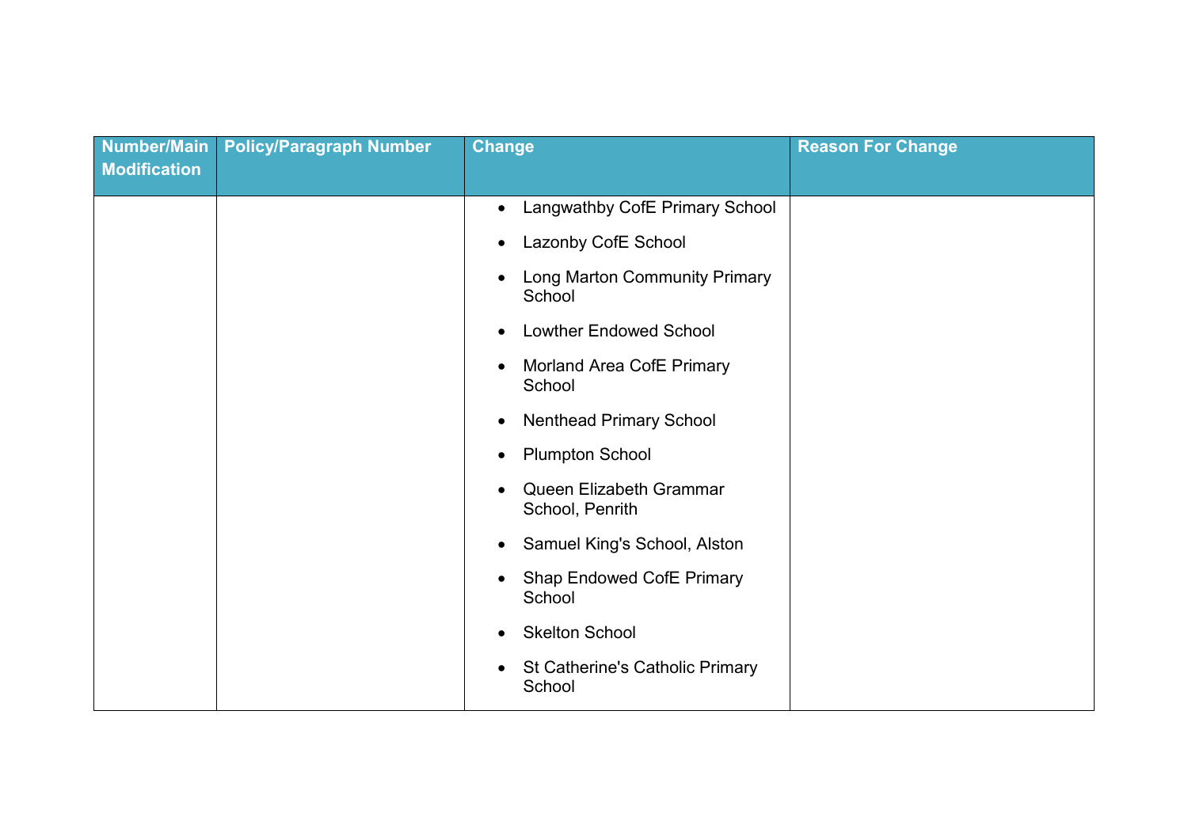| Number/Main Modification | Policy/Paragraph Number | Change | Reason For Change |
|---|---|---|---|
| | | • Langwathby CofE Primary School<br>• Lazonby CofE School<br>• Long Marton Community Primary School<br>• Lowther Endowed School<br>• Morland Area CofE Primary School<br>• Nenthead Primary School<br>• Plumpton School<br>• Queen Elizabeth Grammar School, Penrith<br>• Samuel King's School, Alston<br>• Shap Endowed CofE Primary School<br>• Skelton School<br>• St Catherine's Catholic Primary School | |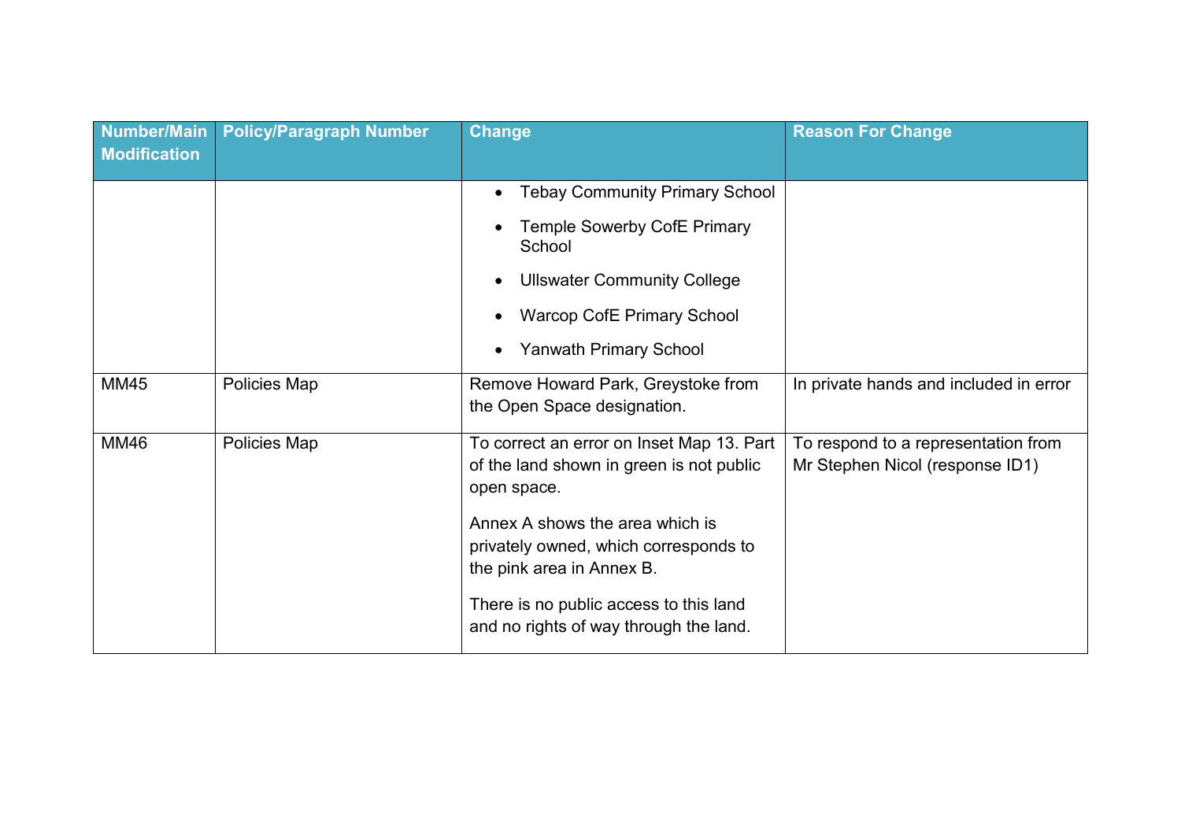| Number/Main Modification | Policy/Paragraph Number | Change | Reason For Change |
|---|---|---|---|
| | | • Tebay Community Primary School<br>• Temple Sowerby CofE Primary School<br>• Ullswater Community College<br>• Warcop CofE Primary School<br>• Yanwath Primary School | |
| MM45 | Policies Map | Remove Howard Park, Greystoke from the Open Space designation. | In private hands and included in error |
| MM46 | Policies Map | To correct an error on Inset Map 13. Part of the land shown in green is not public open space.<br><br>Annex A shows the area which is privately owned, which corresponds to the pink area in Annex B.<br><br>There is no public access to this land and no rights of way through the land. | To respond to a representation from Mr Stephen Nicol (response ID1) |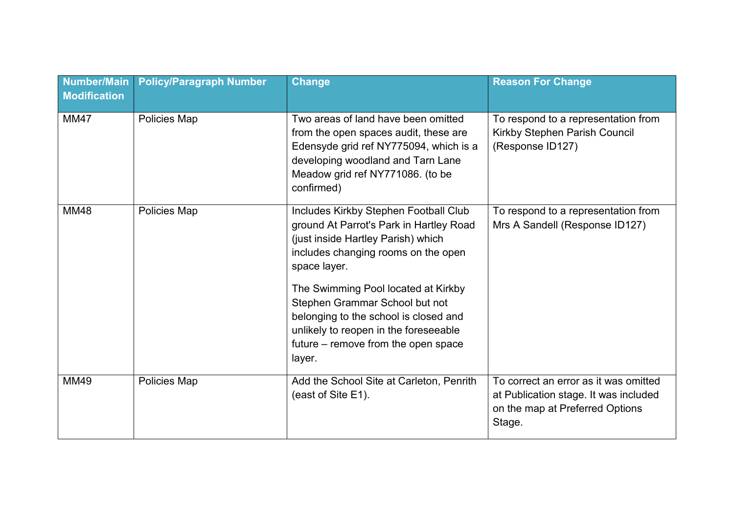| Number/Main Modification | Policy/Paragraph Number | Change | Reason For Change |
|---|---|---|---|
| MM47 | Policies Map | Two areas of land have been omitted from the open spaces audit, these are Edensyde grid ref NY775094, which is a developing woodland and Tarn Lane Meadow grid ref NY771086. (to be confirmed) | To respond to a representation from Kirkby Stephen Parish Council (Response ID127) |
| MM48 | Policies Map | Includes Kirkby Stephen Football Club ground At Parrot's Park in Hartley Road (just inside Hartley Parish) which includes changing rooms on the open space layer.<br><br>The Swimming Pool located at Kirkby Stephen Grammar School but not belonging to the school is closed and unlikely to reopen in the foreseeable future – remove from the open space layer. | To respond to a representation from Mrs A Sandell (Response ID127) |
| MM49 | Policies Map | Add the School Site at Carleton, Penrith (east of Site E1). | To correct an error as it was omitted at Publication stage. It was included on the map at Preferred Options Stage. |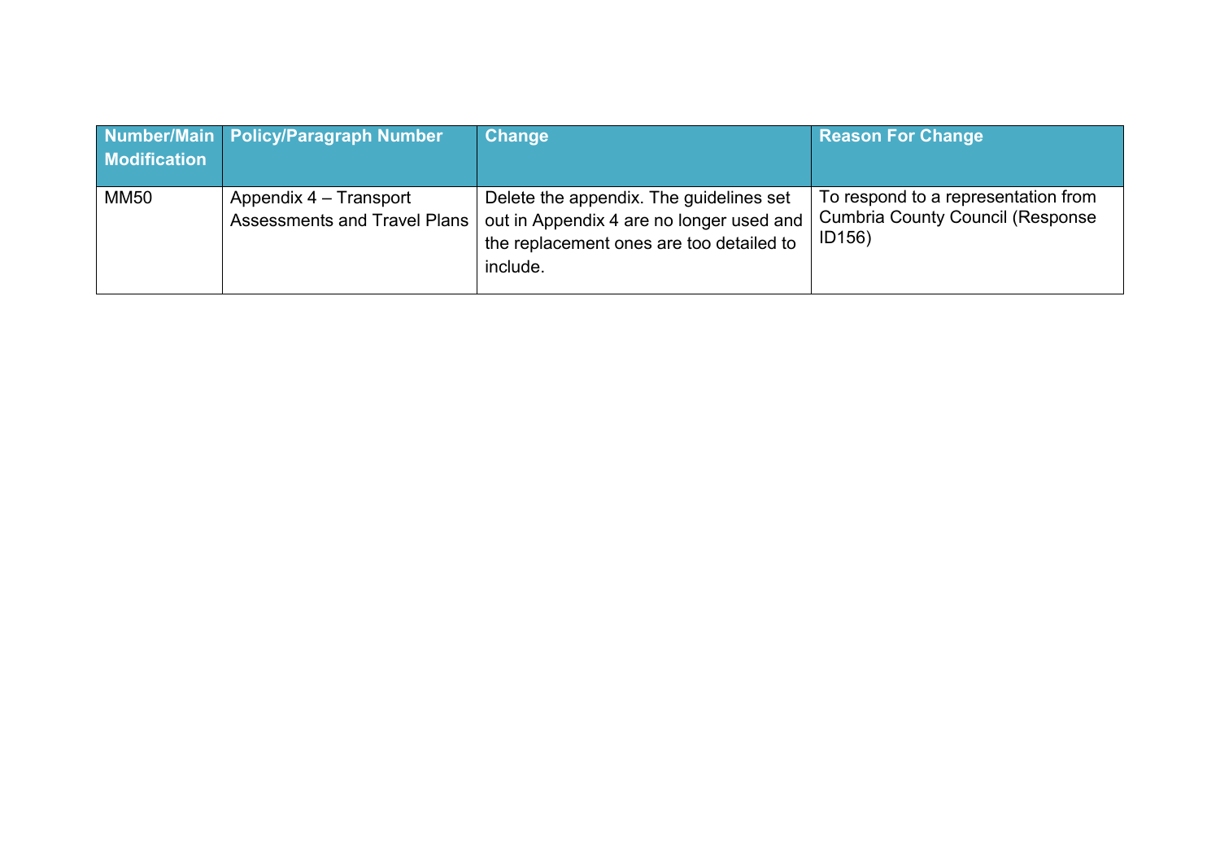| Number/Main Modification | Policy/Paragraph Number | Change | Reason For Change |
|---|---|---|---|
| MM50 | Appendix 4 – Transport Assessments and Travel Plans | Delete the appendix. The guidelines set out in Appendix 4 are no longer used and the replacement ones are too detailed to include. | To respond to a representation from Cumbria County Council (Response ID156) |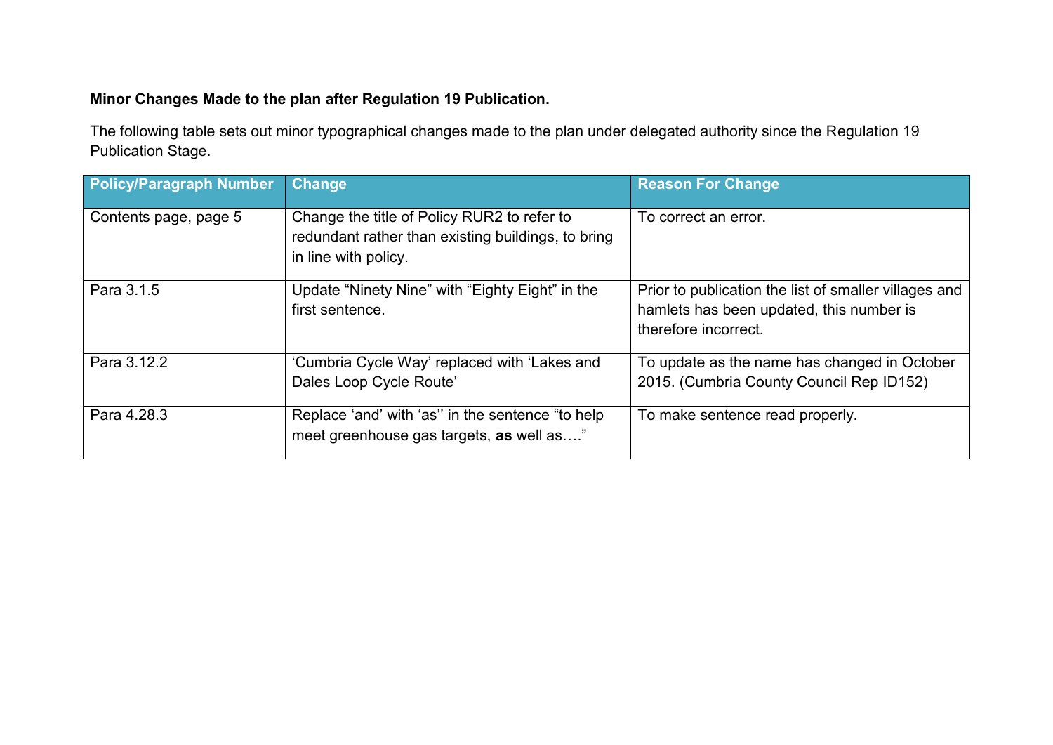**Minor Changes Made to the plan after Regulation 19 Publication.**

The following table sets out minor typographical changes made to the plan under delegated authority since the Regulation 19 Publication Stage.

| Policy/Paragraph Number | Change | Reason For Change |
|---|---|---|
| Contents page, page 5 | Change the title of Policy RUR2 to refer to redundant rather than existing buildings, to bring in line with policy. | To correct an error. |
| Para 3.1.5 | Update “Ninety Nine” with “Eighty Eight” in the first sentence. | Prior to publication the list of smaller villages and hamlets has been updated, this number is therefore incorrect. |
| Para 3.12.2 | ‘Cumbria Cycle Way’ replaced with ‘Lakes and Dales Loop Cycle Route’ | To update as the name has changed in October 2015. (Cumbria County Council Rep ID152) |
| Para 4.28.3 | Replace ‘and’ with ‘as’’ in the sentence “to help meet greenhouse gas targets, **as** well as….” | To make sentence read properly. |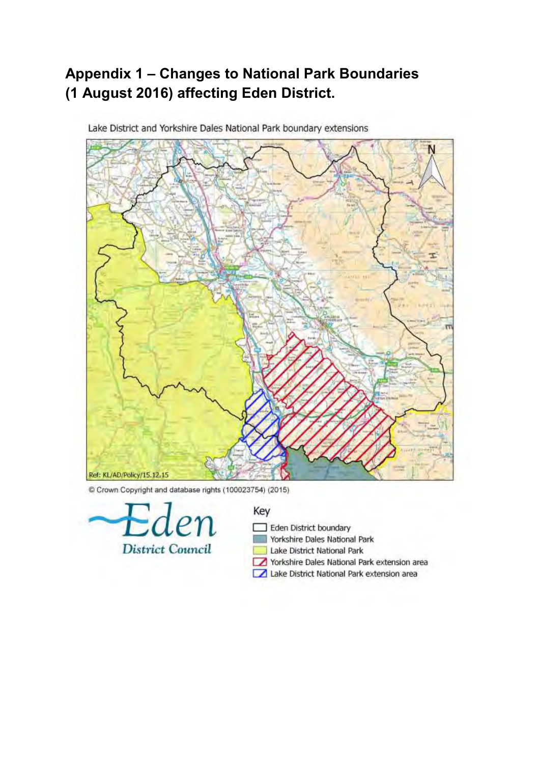# Appendix 1 – Changes to National Park Boundaries (1 August 2016) affecting Eden District.

Lake District and Yorkshire Dales National Park boundary extensions

Ref: KL/AD/Policy/15.12.15

© Crown Copyright and database rights (100023754) (2015)

Eden District Council

Key

- Eden District boundary
- Yorkshire Dales National Park
- Lake District National Park
- Yorkshire Dales National Park extension area
- Lake District National Park extension area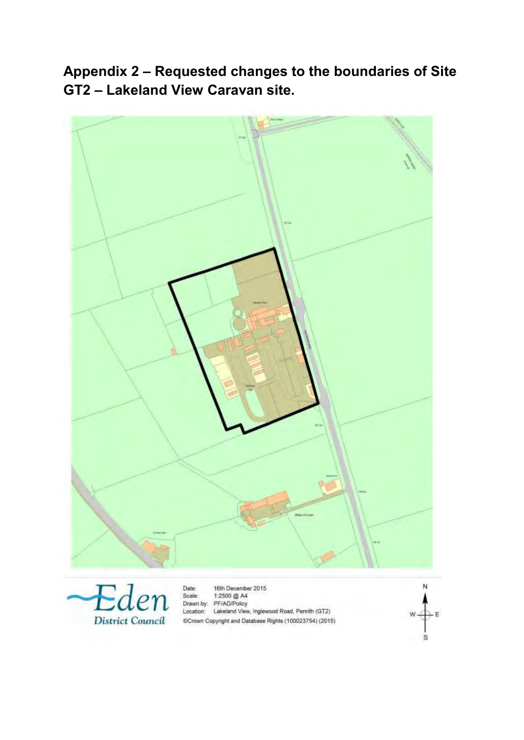## Appendix 2 – Requested changes to the boundaries of Site GT2 – Lakeland View Caravan site.

Date: 16th December 2015
Scale: 1:2500 @ A4
Drawn by: PF/AD/Policy
Location: Lakeland View, Inglewood Road, Penrith (GT2)
©Crown Copyright and Database Rights (100023754) (2015)

Eden District Council